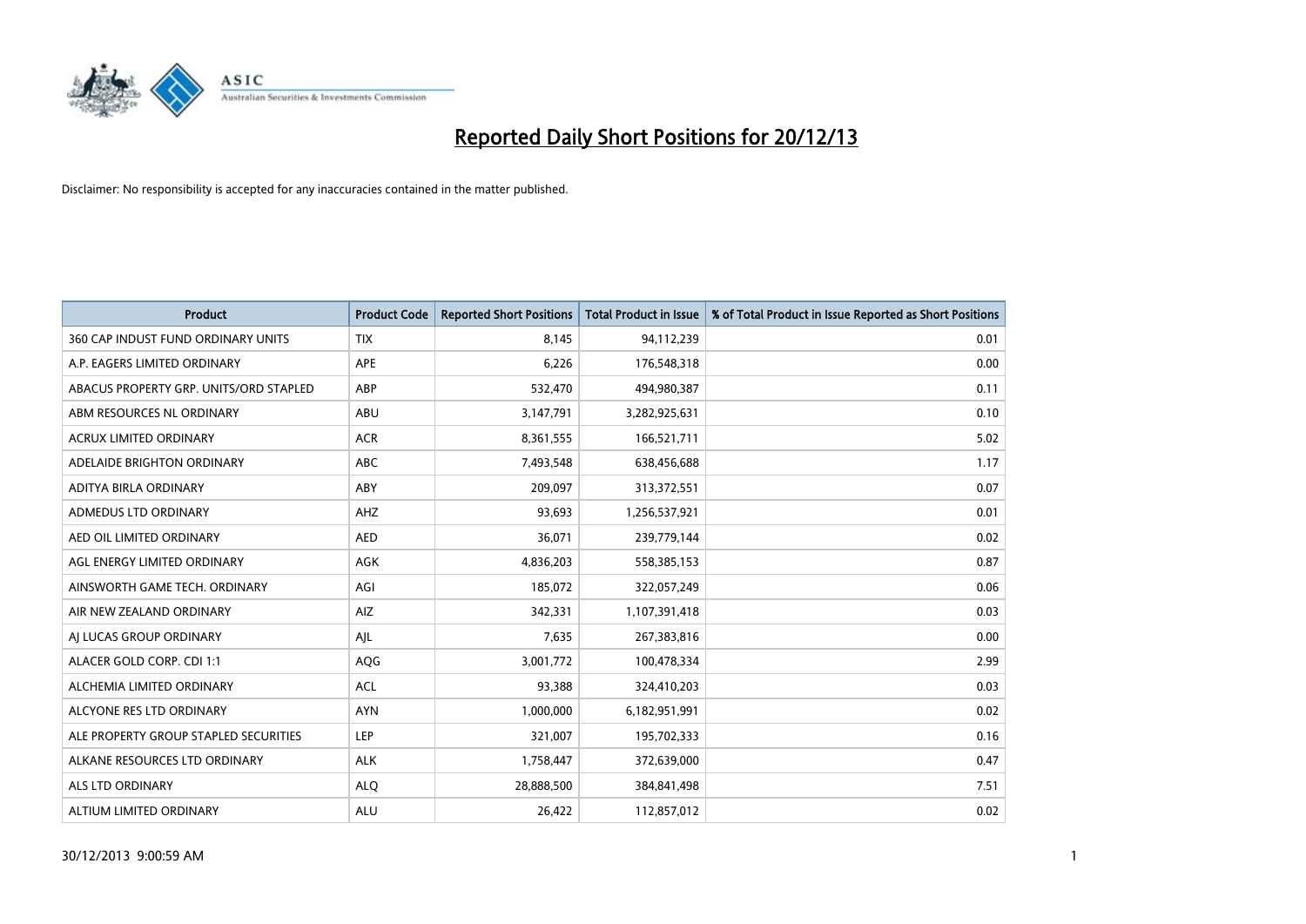# Reported Daily Short Positions for 20/12/13

Disclaimer: No responsibility is accepted for any inaccuracies contained in the matter published.

| Product | Product Code | Reported Short Positions | Total Product in Issue | % of Total Product in Issue Reported as Short Positions |
|---|---|---|---|---|
| 360 CAP INDUST FUND ORDINARY UNITS | TIX | 8,145 | 94,112,239 | 0.01 |
| A.P. EAGERS LIMITED ORDINARY | APE | 6,226 | 176,548,318 | 0.00 |
| ABACUS PROPERTY GRP. UNITS/ORD STAPLED | ABP | 532,470 | 494,980,387 | 0.11 |
| ABM RESOURCES NL ORDINARY | ABU | 3,147,791 | 3,282,925,631 | 0.10 |
| ACRUX LIMITED ORDINARY | ACR | 8,361,555 | 166,521,711 | 5.02 |
| ADELAIDE BRIGHTON ORDINARY | ABC | 7,493,548 | 638,456,688 | 1.17 |
| ADITYA BIRLA ORDINARY | ABY | 209,097 | 313,372,551 | 0.07 |
| ADMEDUS LTD ORDINARY | AHZ | 93,693 | 1,256,537,921 | 0.01 |
| AED OIL LIMITED ORDINARY | AED | 36,071 | 239,779,144 | 0.02 |
| AGL ENERGY LIMITED ORDINARY | AGK | 4,836,203 | 558,385,153 | 0.87 |
| AINSWORTH GAME TECH. ORDINARY | AGI | 185,072 | 322,057,249 | 0.06 |
| AIR NEW ZEALAND ORDINARY | AIZ | 342,331 | 1,107,391,418 | 0.03 |
| AJ LUCAS GROUP ORDINARY | AJL | 7,635 | 267,383,816 | 0.00 |
| ALACER GOLD CORP. CDI 1:1 | AQG | 3,001,772 | 100,478,334 | 2.99 |
| ALCHEMIA LIMITED ORDINARY | ACL | 93,388 | 324,410,203 | 0.03 |
| ALCYONE RES LTD ORDINARY | AYN | 1,000,000 | 6,182,951,991 | 0.02 |
| ALE PROPERTY GROUP STAPLED SECURITIES | LEP | 321,007 | 195,702,333 | 0.16 |
| ALKANE RESOURCES LTD ORDINARY | ALK | 1,758,447 | 372,639,000 | 0.47 |
| ALS LTD ORDINARY | ALQ | 28,888,500 | 384,841,498 | 7.51 |
| ALTIUM LIMITED ORDINARY | ALU | 26,422 | 112,857,012 | 0.02 |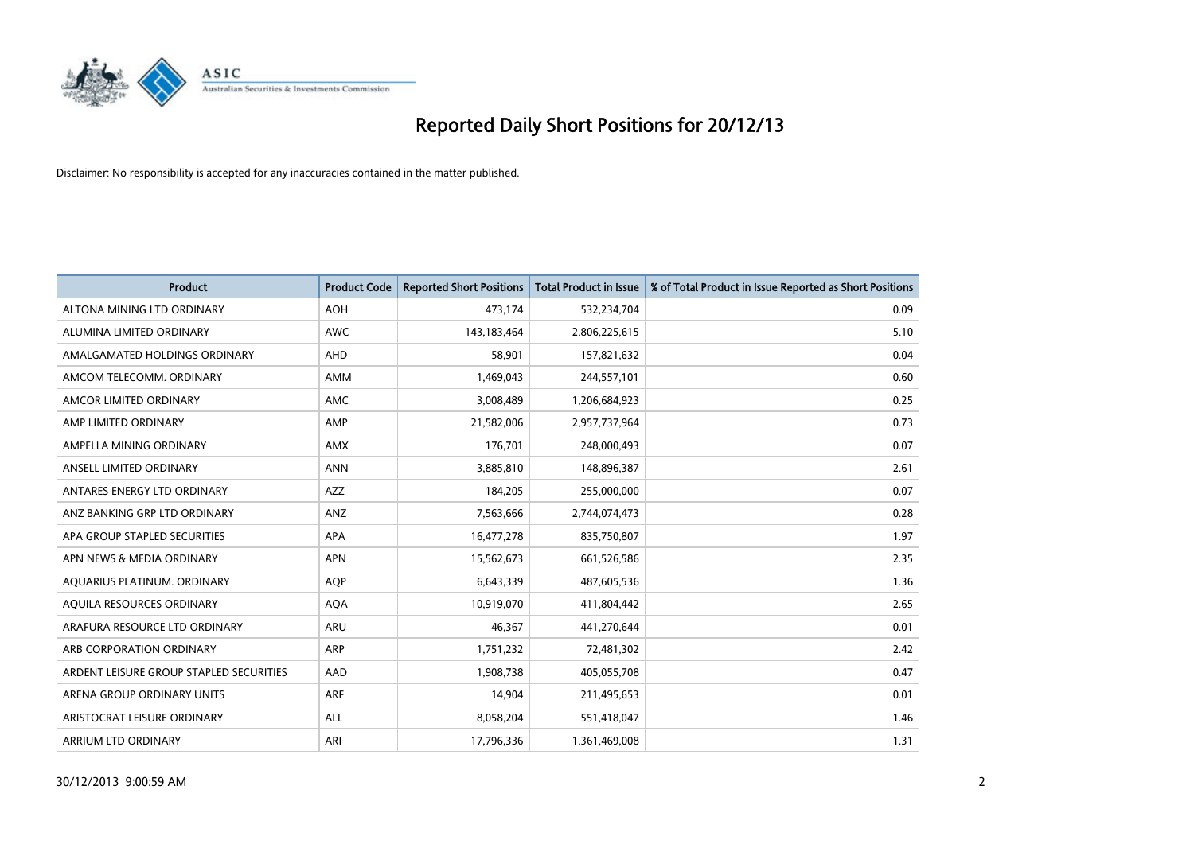# Reported Daily Short Positions for 20/12/13

Disclaimer: No responsibility is accepted for any inaccuracies contained in the matter published.

| Product | Product Code | Reported Short Positions | Total Product in Issue | % of Total Product in Issue Reported as Short Positions |
|---|---|---|---|---|
| ALTONA MINING LTD ORDINARY | AOH | 473,174 | 532,234,704 | 0.09 |
| ALUMINA LIMITED ORDINARY | AWC | 143,183,464 | 2,806,225,615 | 5.10 |
| AMALGAMATED HOLDINGS ORDINARY | AHD | 58,901 | 157,821,632 | 0.04 |
| AMCOM TELECOMM. ORDINARY | AMM | 1,469,043 | 244,557,101 | 0.60 |
| AMCOR LIMITED ORDINARY | AMC | 3,008,489 | 1,206,684,923 | 0.25 |
| AMP LIMITED ORDINARY | AMP | 21,582,006 | 2,957,737,964 | 0.73 |
| AMPELLA MINING ORDINARY | AMX | 176,701 | 248,000,493 | 0.07 |
| ANSELL LIMITED ORDINARY | ANN | 3,885,810 | 148,896,387 | 2.61 |
| ANTARES ENERGY LTD ORDINARY | AZZ | 184,205 | 255,000,000 | 0.07 |
| ANZ BANKING GRP LTD ORDINARY | ANZ | 7,563,666 | 2,744,074,473 | 0.28 |
| APA GROUP STAPLED SECURITIES | APA | 16,477,278 | 835,750,807 | 1.97 |
| APN NEWS & MEDIA ORDINARY | APN | 15,562,673 | 661,526,586 | 2.35 |
| AQUARIUS PLATINUM. ORDINARY | AQP | 6,643,339 | 487,605,536 | 1.36 |
| AQUILA RESOURCES ORDINARY | AQA | 10,919,070 | 411,804,442 | 2.65 |
| ARAFURA RESOURCE LTD ORDINARY | ARU | 46,367 | 441,270,644 | 0.01 |
| ARB CORPORATION ORDINARY | ARP | 1,751,232 | 72,481,302 | 2.42 |
| ARDENT LEISURE GROUP STAPLED SECURITIES | AAD | 1,908,738 | 405,055,708 | 0.47 |
| ARENA GROUP ORDINARY UNITS | ARF | 14,904 | 211,495,653 | 0.01 |
| ARISTOCRAT LEISURE ORDINARY | ALL | 8,058,204 | 551,418,047 | 1.46 |
| ARRIUM LTD ORDINARY | ARI | 17,796,336 | 1,361,469,008 | 1.31 |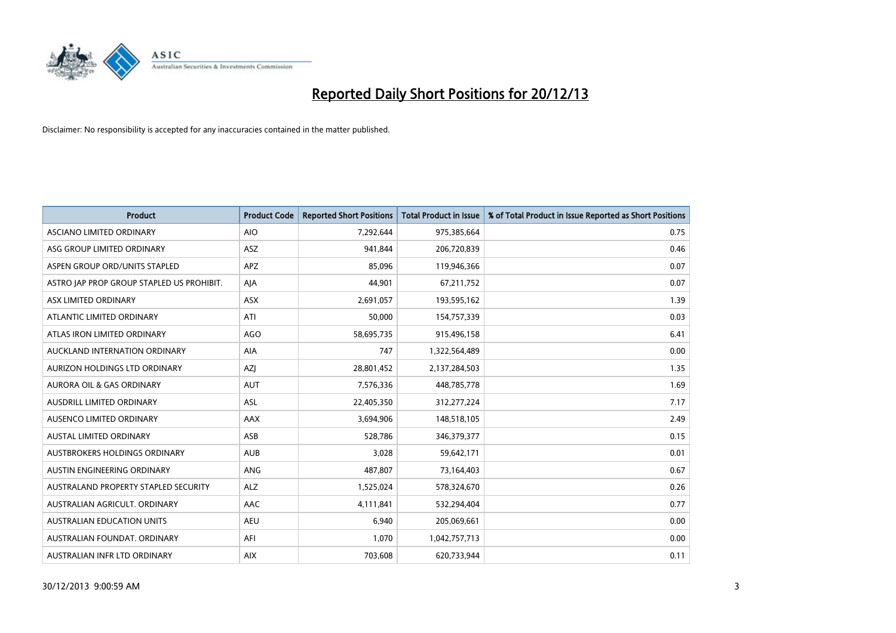# Reported Daily Short Positions for 20/12/13

Disclaimer: No responsibility is accepted for any inaccuracies contained in the matter published.

| Product | Product Code | Reported Short Positions | Total Product in Issue | % of Total Product in Issue Reported as Short Positions |
|---|---|---|---|---|
| ASCIANO LIMITED ORDINARY | AIO | 7,292,644 | 975,385,664 | 0.75 |
| ASG GROUP LIMITED ORDINARY | ASZ | 941,844 | 206,720,839 | 0.46 |
| ASPEN GROUP ORD/UNITS STAPLED | APZ | 85,096 | 119,946,366 | 0.07 |
| ASTRO JAP PROP GROUP STAPLED US PROHIBIT. | AJA | 44,901 | 67,211,752 | 0.07 |
| ASX LIMITED ORDINARY | ASX | 2,691,057 | 193,595,162 | 1.39 |
| ATLANTIC LIMITED ORDINARY | ATI | 50,000 | 154,757,339 | 0.03 |
| ATLAS IRON LIMITED ORDINARY | AGO | 58,695,735 | 915,496,158 | 6.41 |
| AUCKLAND INTERNATION ORDINARY | AIA | 747 | 1,322,564,489 | 0.00 |
| AURIZON HOLDINGS LTD ORDINARY | AZJ | 28,801,452 | 2,137,284,503 | 1.35 |
| AURORA OIL & GAS ORDINARY | AUT | 7,576,336 | 448,785,778 | 1.69 |
| AUSDRILL LIMITED ORDINARY | ASL | 22,405,350 | 312,277,224 | 7.17 |
| AUSENCO LIMITED ORDINARY | AAX | 3,694,906 | 148,518,105 | 2.49 |
| AUSTAL LIMITED ORDINARY | ASB | 528,786 | 346,379,377 | 0.15 |
| AUSTBROKERS HOLDINGS ORDINARY | AUB | 3,028 | 59,642,171 | 0.01 |
| AUSTIN ENGINEERING ORDINARY | ANG | 487,807 | 73,164,403 | 0.67 |
| AUSTRALAND PROPERTY STAPLED SECURITY | ALZ | 1,525,024 | 578,324,670 | 0.26 |
| AUSTRALIAN AGRICULT. ORDINARY | AAC | 4,111,841 | 532,294,404 | 0.77 |
| AUSTRALIAN EDUCATION UNITS | AEU | 6,940 | 205,069,661 | 0.00 |
| AUSTRALIAN FOUNDAT. ORDINARY | AFI | 1,070 | 1,042,757,713 | 0.00 |
| AUSTRALIAN INFR LTD ORDINARY | AIX | 703,608 | 620,733,944 | 0.11 |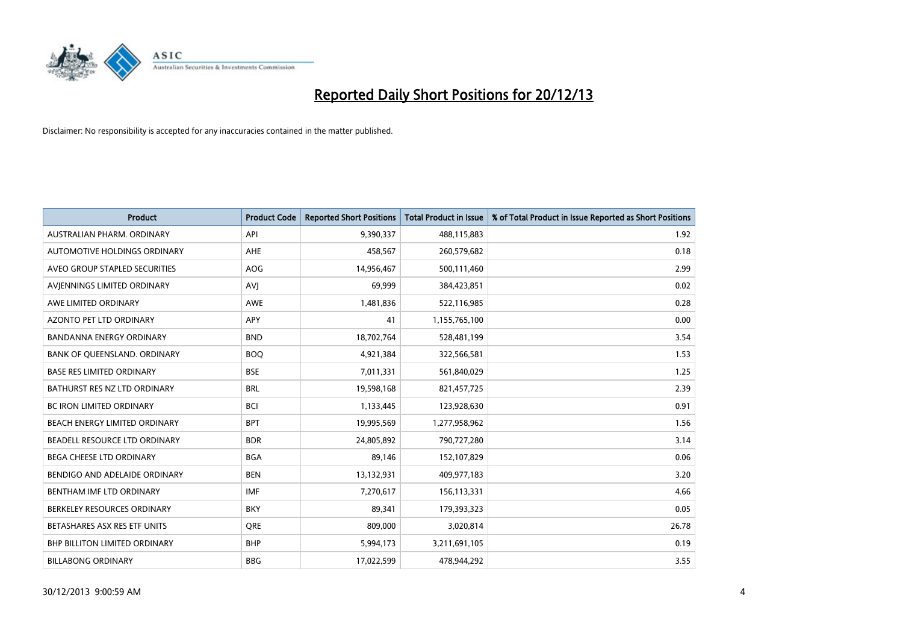# Reported Daily Short Positions for 20/12/13

Disclaimer: No responsibility is accepted for any inaccuracies contained in the matter published.

| Product | Product Code | Reported Short Positions | Total Product in Issue | % of Total Product in Issue Reported as Short Positions |
|---|---|---|---|---|
| AUSTRALIAN PHARM. ORDINARY | API | 9,390,337 | 488,115,883 | 1.92 |
| AUTOMOTIVE HOLDINGS ORDINARY | AHE | 458,567 | 260,579,682 | 0.18 |
| AVEO GROUP STAPLED SECURITIES | AOG | 14,956,467 | 500,111,460 | 2.99 |
| AVJENNINGS LIMITED ORDINARY | AVJ | 69,999 | 384,423,851 | 0.02 |
| AWE LIMITED ORDINARY | AWE | 1,481,836 | 522,116,985 | 0.28 |
| AZONTO PET LTD ORDINARY | APY | 41 | 1,155,765,100 | 0.00 |
| BANDANNA ENERGY ORDINARY | BND | 18,702,764 | 528,481,199 | 3.54 |
| BANK OF QUEENSLAND. ORDINARY | BOQ | 4,921,384 | 322,566,581 | 1.53 |
| BASE RES LIMITED ORDINARY | BSE | 7,011,331 | 561,840,029 | 1.25 |
| BATHURST RES NZ LTD ORDINARY | BRL | 19,598,168 | 821,457,725 | 2.39 |
| BC IRON LIMITED ORDINARY | BCI | 1,133,445 | 123,928,630 | 0.91 |
| BEACH ENERGY LIMITED ORDINARY | BPT | 19,995,569 | 1,277,958,962 | 1.56 |
| BEADELL RESOURCE LTD ORDINARY | BDR | 24,805,892 | 790,727,280 | 3.14 |
| BEGA CHEESE LTD ORDINARY | BGA | 89,146 | 152,107,829 | 0.06 |
| BENDIGO AND ADELAIDE ORDINARY | BEN | 13,132,931 | 409,977,183 | 3.20 |
| BENTHAM IMF LTD ORDINARY | IMF | 7,270,617 | 156,113,331 | 4.66 |
| BERKELEY RESOURCES ORDINARY | BKY | 89,341 | 179,393,323 | 0.05 |
| BETASHARES ASX RES ETF UNITS | QRE | 809,000 | 3,020,814 | 26.78 |
| BHP BILLITON LIMITED ORDINARY | BHP | 5,994,173 | 3,211,691,105 | 0.19 |
| BILLABONG ORDINARY | BBG | 17,022,599 | 478,944,292 | 3.55 |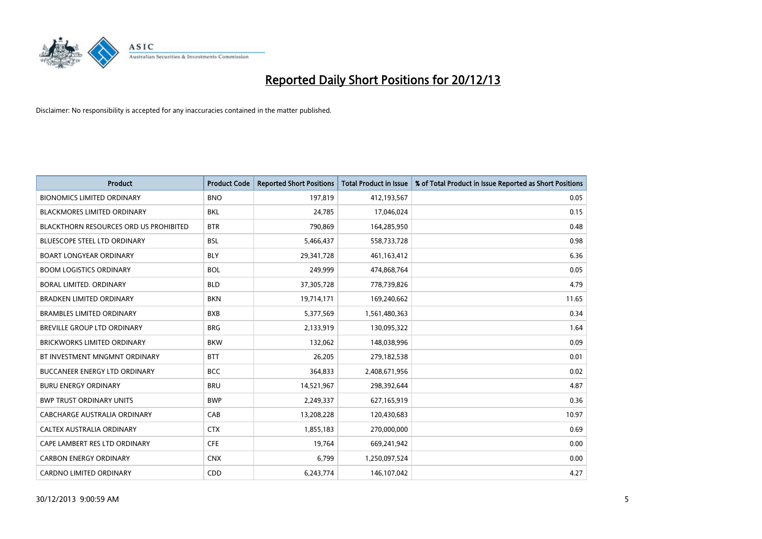# Reported Daily Short Positions for 20/12/13

Disclaimer: No responsibility is accepted for any inaccuracies contained in the matter published.

| Product | Product Code | Reported Short Positions | Total Product in Issue | % of Total Product in Issue Reported as Short Positions |
|---|---|---|---|---|
| BIONOMICS LIMITED ORDINARY | BNO | 197,819 | 412,193,567 | 0.05 |
| BLACKMORES LIMITED ORDINARY | BKL | 24,785 | 17,046,024 | 0.15 |
| BLACKTHORN RESOURCES ORD US PROHIBITED | BTR | 790,869 | 164,285,950 | 0.48 |
| BLUESCOPE STEEL LTD ORDINARY | BSL | 5,466,437 | 558,733,728 | 0.98 |
| BOART LONGYEAR ORDINARY | BLY | 29,341,728 | 461,163,412 | 6.36 |
| BOOM LOGISTICS ORDINARY | BOL | 249,999 | 474,868,764 | 0.05 |
| BORAL LIMITED. ORDINARY | BLD | 37,305,728 | 778,739,826 | 4.79 |
| BRADKEN LIMITED ORDINARY | BKN | 19,714,171 | 169,240,662 | 11.65 |
| BRAMBLES LIMITED ORDINARY | BXB | 5,377,569 | 1,561,480,363 | 0.34 |
| BREVILLE GROUP LTD ORDINARY | BRG | 2,133,919 | 130,095,322 | 1.64 |
| BRICKWORKS LIMITED ORDINARY | BKW | 132,062 | 148,038,996 | 0.09 |
| BT INVESTMENT MNGMNT ORDINARY | BTT | 26,205 | 279,182,538 | 0.01 |
| BUCCANEER ENERGY LTD ORDINARY | BCC | 364,833 | 2,408,671,956 | 0.02 |
| BURU ENERGY ORDINARY | BRU | 14,521,967 | 298,392,644 | 4.87 |
| BWP TRUST ORDINARY UNITS | BWP | 2,249,337 | 627,165,919 | 0.36 |
| CABCHARGE AUSTRALIA ORDINARY | CAB | 13,208,228 | 120,430,683 | 10.97 |
| CALTEX AUSTRALIA ORDINARY | CTX | 1,855,183 | 270,000,000 | 0.69 |
| CAPE LAMBERT RES LTD ORDINARY | CFE | 19,764 | 669,241,942 | 0.00 |
| CARBON ENERGY ORDINARY | CNX | 6,799 | 1,250,097,524 | 0.00 |
| CARDNO LIMITED ORDINARY | CDD | 6,243,774 | 146,107,042 | 4.27 |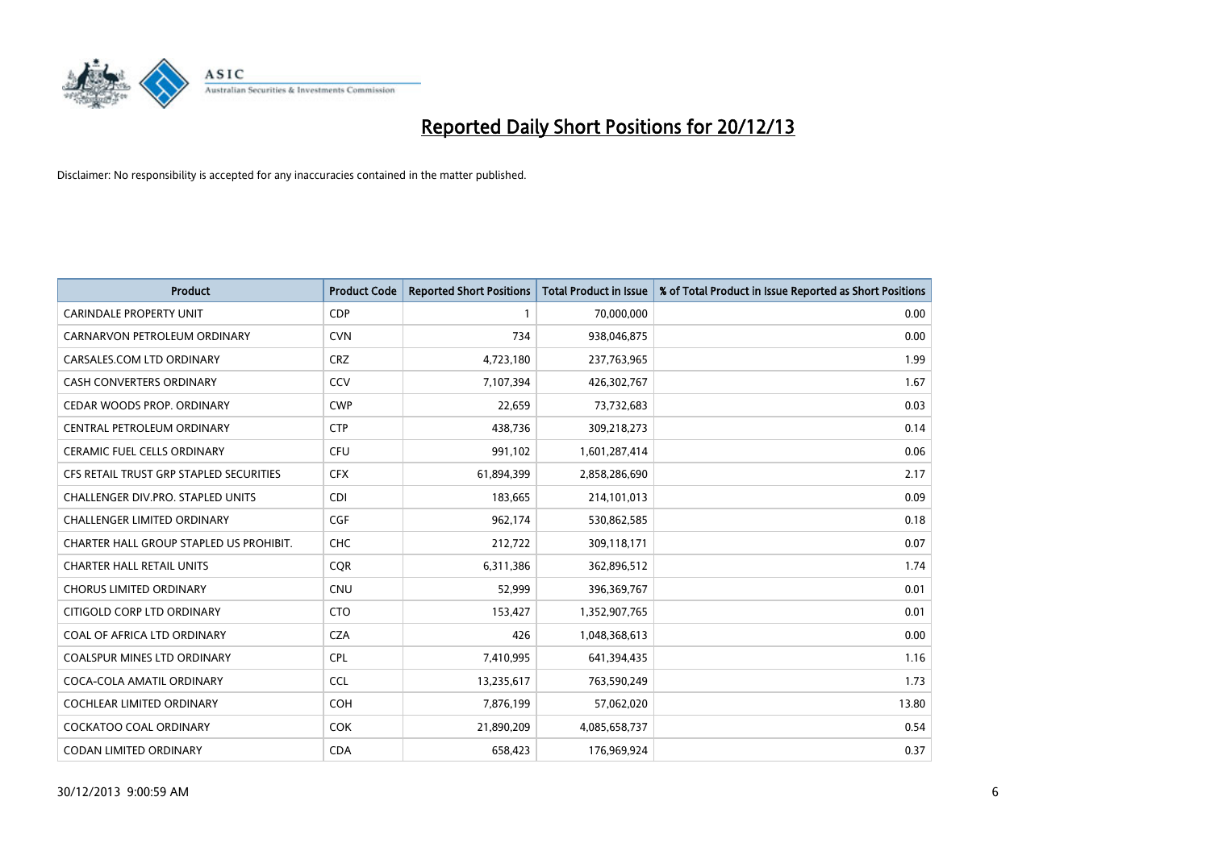# Reported Daily Short Positions for 20/12/13

Disclaimer: No responsibility is accepted for any inaccuracies contained in the matter published.

| Product | Product Code | Reported Short Positions | Total Product in Issue | % of Total Product in Issue Reported as Short Positions |
|---|---|---|---|---|
| CARINDALE PROPERTY UNIT | CDP | 1 | 70,000,000 | 0.00 |
| CARNARVON PETROLEUM ORDINARY | CVN | 734 | 938,046,875 | 0.00 |
| CARSALES.COM LTD ORDINARY | CRZ | 4,723,180 | 237,763,965 | 1.99 |
| CASH CONVERTERS ORDINARY | CCV | 7,107,394 | 426,302,767 | 1.67 |
| CEDAR WOODS PROP. ORDINARY | CWP | 22,659 | 73,732,683 | 0.03 |
| CENTRAL PETROLEUM ORDINARY | CTP | 438,736 | 309,218,273 | 0.14 |
| CERAMIC FUEL CELLS ORDINARY | CFU | 991,102 | 1,601,287,414 | 0.06 |
| CFS RETAIL TRUST GRP STAPLED SECURITIES | CFX | 61,894,399 | 2,858,286,690 | 2.17 |
| CHALLENGER DIV.PRO. STAPLED UNITS | CDI | 183,665 | 214,101,013 | 0.09 |
| CHALLENGER LIMITED ORDINARY | CGF | 962,174 | 530,862,585 | 0.18 |
| CHARTER HALL GROUP STAPLED US PROHIBIT. | CHC | 212,722 | 309,118,171 | 0.07 |
| CHARTER HALL RETAIL UNITS | CQR | 6,311,386 | 362,896,512 | 1.74 |
| CHORUS LIMITED ORDINARY | CNU | 52,999 | 396,369,767 | 0.01 |
| CITIGOLD CORP LTD ORDINARY | CTO | 153,427 | 1,352,907,765 | 0.01 |
| COAL OF AFRICA LTD ORDINARY | CZA | 426 | 1,048,368,613 | 0.00 |
| COALSPUR MINES LTD ORDINARY | CPL | 7,410,995 | 641,394,435 | 1.16 |
| COCA-COLA AMATIL ORDINARY | CCL | 13,235,617 | 763,590,249 | 1.73 |
| COCHLEAR LIMITED ORDINARY | COH | 7,876,199 | 57,062,020 | 13.80 |
| COCKATOO COAL ORDINARY | COK | 21,890,209 | 4,085,658,737 | 0.54 |
| CODAN LIMITED ORDINARY | CDA | 658,423 | 176,969,924 | 0.37 |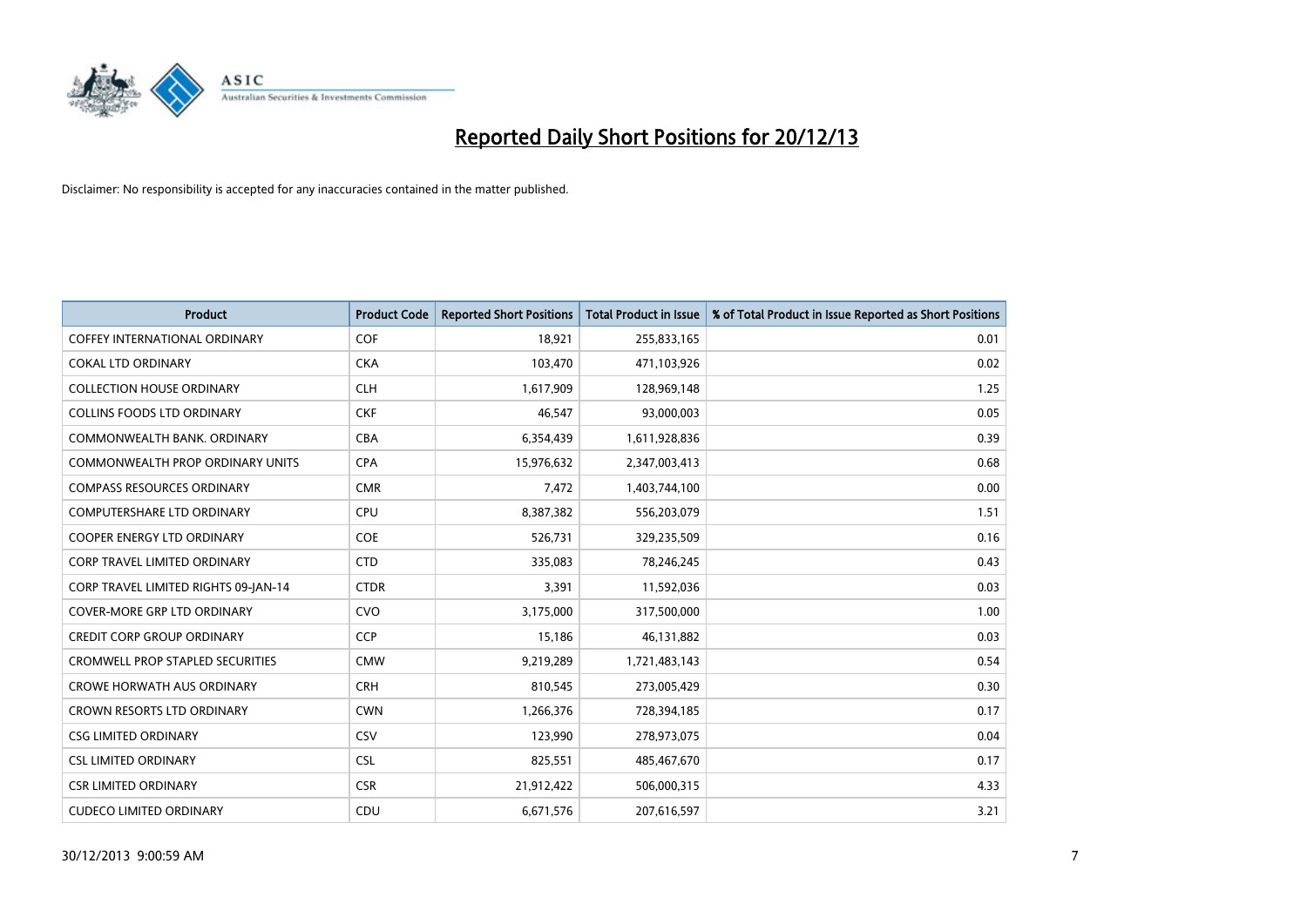# Reported Daily Short Positions for 20/12/13

Disclaimer: No responsibility is accepted for any inaccuracies contained in the matter published.

| Product | Product Code | Reported Short Positions | Total Product in Issue | % of Total Product in Issue Reported as Short Positions |
|---|---|---|---|---|
| COFFEY INTERNATIONAL ORDINARY | COF | 18,921 | 255,833,165 | 0.01 |
| COKAL LTD ORDINARY | CKA | 103,470 | 471,103,926 | 0.02 |
| COLLECTION HOUSE ORDINARY | CLH | 1,617,909 | 128,969,148 | 1.25 |
| COLLINS FOODS LTD ORDINARY | CKF | 46,547 | 93,000,003 | 0.05 |
| COMMONWEALTH BANK. ORDINARY | CBA | 6,354,439 | 1,611,928,836 | 0.39 |
| COMMONWEALTH PROP ORDINARY UNITS | CPA | 15,976,632 | 2,347,003,413 | 0.68 |
| COMPASS RESOURCES ORDINARY | CMR | 7,472 | 1,403,744,100 | 0.00 |
| COMPUTERSHARE LTD ORDINARY | CPU | 8,387,382 | 556,203,079 | 1.51 |
| COOPER ENERGY LTD ORDINARY | COE | 526,731 | 329,235,509 | 0.16 |
| CORP TRAVEL LIMITED ORDINARY | CTD | 335,083 | 78,246,245 | 0.43 |
| CORP TRAVEL LIMITED RIGHTS 09-JAN-14 | CTDR | 3,391 | 11,592,036 | 0.03 |
| COVER-MORE GRP LTD ORDINARY | CVO | 3,175,000 | 317,500,000 | 1.00 |
| CREDIT CORP GROUP ORDINARY | CCP | 15,186 | 46,131,882 | 0.03 |
| CROMWELL PROP STAPLED SECURITIES | CMW | 9,219,289 | 1,721,483,143 | 0.54 |
| CROWE HORWATH AUS ORDINARY | CRH | 810,545 | 273,005,429 | 0.30 |
| CROWN RESORTS LTD ORDINARY | CWN | 1,266,376 | 728,394,185 | 0.17 |
| CSG LIMITED ORDINARY | CSV | 123,990 | 278,973,075 | 0.04 |
| CSL LIMITED ORDINARY | CSL | 825,551 | 485,467,670 | 0.17 |
| CSR LIMITED ORDINARY | CSR | 21,912,422 | 506,000,315 | 4.33 |
| CUDECO LIMITED ORDINARY | CDU | 6,671,576 | 207,616,597 | 3.21 |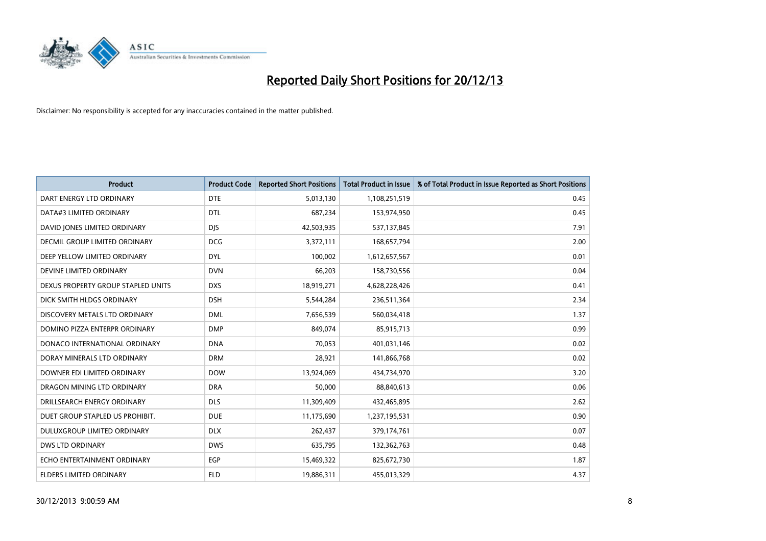# Reported Daily Short Positions for 20/12/13

Disclaimer: No responsibility is accepted for any inaccuracies contained in the matter published.

| Product | Product Code | Reported Short Positions | Total Product in Issue | % of Total Product in Issue Reported as Short Positions |
|---|---|---|---|---|
| DART ENERGY LTD ORDINARY | DTE | 5,013,130 | 1,108,251,519 | 0.45 |
| DATA#3 LIMITED ORDINARY | DTL | 687,234 | 153,974,950 | 0.45 |
| DAVID JONES LIMITED ORDINARY | DJS | 42,503,935 | 537,137,845 | 7.91 |
| DECMIL GROUP LIMITED ORDINARY | DCG | 3,372,111 | 168,657,794 | 2.00 |
| DEEP YELLOW LIMITED ORDINARY | DYL | 100,002 | 1,612,657,567 | 0.01 |
| DEVINE LIMITED ORDINARY | DVN | 66,203 | 158,730,556 | 0.04 |
| DEXUS PROPERTY GROUP STAPLED UNITS | DXS | 18,919,271 | 4,628,228,426 | 0.41 |
| DICK SMITH HLDGS ORDINARY | DSH | 5,544,284 | 236,511,364 | 2.34 |
| DISCOVERY METALS LTD ORDINARY | DML | 7,656,539 | 560,034,418 | 1.37 |
| DOMINO PIZZA ENTERPR ORDINARY | DMP | 849,074 | 85,915,713 | 0.99 |
| DONACO INTERNATIONAL ORDINARY | DNA | 70,053 | 401,031,146 | 0.02 |
| DORAY MINERALS LTD ORDINARY | DRM | 28,921 | 141,866,768 | 0.02 |
| DOWNER EDI LIMITED ORDINARY | DOW | 13,924,069 | 434,734,970 | 3.20 |
| DRAGON MINING LTD ORDINARY | DRA | 50,000 | 88,840,613 | 0.06 |
| DRILLSEARCH ENERGY ORDINARY | DLS | 11,309,409 | 432,465,895 | 2.62 |
| DUET GROUP STAPLED US PROHIBIT. | DUE | 11,175,690 | 1,237,195,531 | 0.90 |
| DULUXGROUP LIMITED ORDINARY | DLX | 262,437 | 379,174,761 | 0.07 |
| DWS LTD ORDINARY | DWS | 635,795 | 132,362,763 | 0.48 |
| ECHO ENTERTAINMENT ORDINARY | EGP | 15,469,322 | 825,672,730 | 1.87 |
| ELDERS LIMITED ORDINARY | ELD | 19,886,311 | 455,013,329 | 4.37 |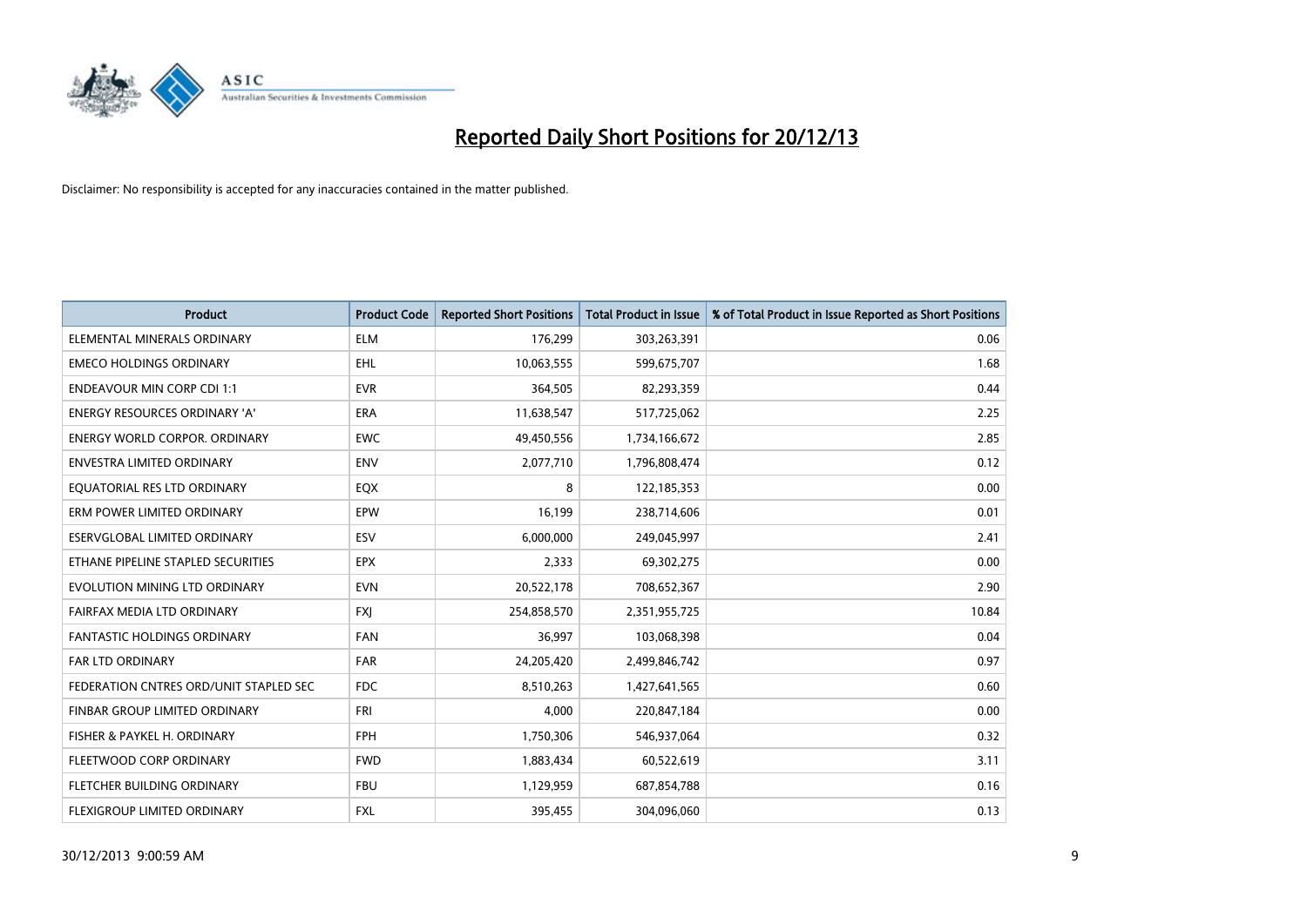# Reported Daily Short Positions for 20/12/13

Disclaimer: No responsibility is accepted for any inaccuracies contained in the matter published.

| Product | Product Code | Reported Short Positions | Total Product in Issue | % of Total Product in Issue Reported as Short Positions |
|---|---|---|---|---|
| ELEMENTAL MINERALS ORDINARY | ELM | 176,299 | 303,263,391 | 0.06 |
| EMECO HOLDINGS ORDINARY | EHL | 10,063,555 | 599,675,707 | 1.68 |
| ENDEAVOUR MIN CORP CDI 1:1 | EVR | 364,505 | 82,293,359 | 0.44 |
| ENERGY RESOURCES ORDINARY 'A' | ERA | 11,638,547 | 517,725,062 | 2.25 |
| ENERGY WORLD CORPOR. ORDINARY | EWC | 49,450,556 | 1,734,166,672 | 2.85 |
| ENVESTRA LIMITED ORDINARY | ENV | 2,077,710 | 1,796,808,474 | 0.12 |
| EQUATORIAL RES LTD ORDINARY | EQX | 8 | 122,185,353 | 0.00 |
| ERM POWER LIMITED ORDINARY | EPW | 16,199 | 238,714,606 | 0.01 |
| ESERVGLOBAL LIMITED ORDINARY | ESV | 6,000,000 | 249,045,997 | 2.41 |
| ETHANE PIPELINE STAPLED SECURITIES | EPX | 2,333 | 69,302,275 | 0.00 |
| EVOLUTION MINING LTD ORDINARY | EVN | 20,522,178 | 708,652,367 | 2.90 |
| FAIRFAX MEDIA LTD ORDINARY | FXJ | 254,858,570 | 2,351,955,725 | 10.84 |
| FANTASTIC HOLDINGS ORDINARY | FAN | 36,997 | 103,068,398 | 0.04 |
| FAR LTD ORDINARY | FAR | 24,205,420 | 2,499,846,742 | 0.97 |
| FEDERATION CNTRES ORD/UNIT STAPLED SEC | FDC | 8,510,263 | 1,427,641,565 | 0.60 |
| FINBAR GROUP LIMITED ORDINARY | FRI | 4,000 | 220,847,184 | 0.00 |
| FISHER & PAYKEL H. ORDINARY | FPH | 1,750,306 | 546,937,064 | 0.32 |
| FLEETWOOD CORP ORDINARY | FWD | 1,883,434 | 60,522,619 | 3.11 |
| FLETCHER BUILDING ORDINARY | FBU | 1,129,959 | 687,854,788 | 0.16 |
| FLEXIGROUP LIMITED ORDINARY | FXL | 395,455 | 304,096,060 | 0.13 |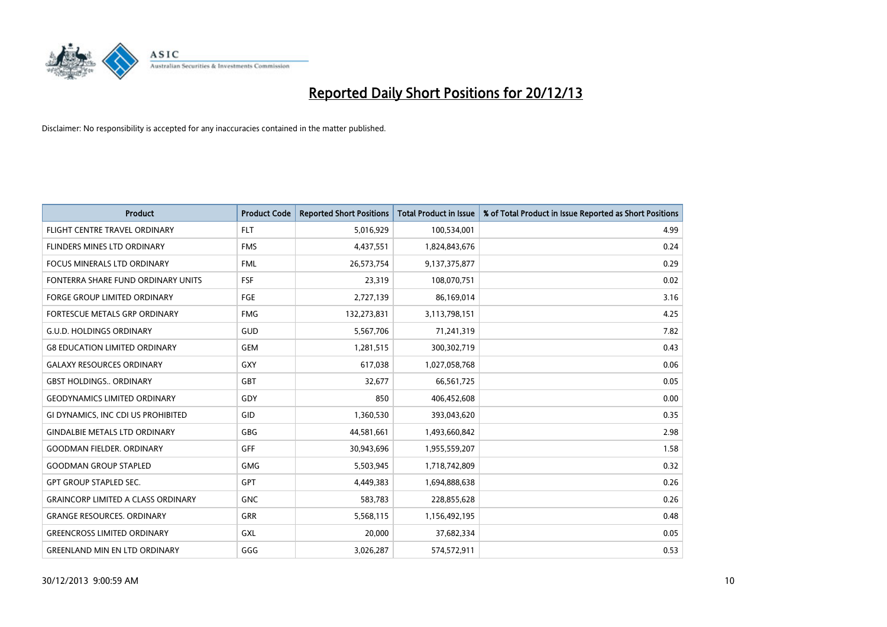# Reported Daily Short Positions for 20/12/13

Disclaimer: No responsibility is accepted for any inaccuracies contained in the matter published.

| Product | Product Code | Reported Short Positions | Total Product in Issue | % of Total Product in Issue Reported as Short Positions |
|---|---|---|---|---|
| FLIGHT CENTRE TRAVEL ORDINARY | FLT | 5,016,929 | 100,534,001 | 4.99 |
| FLINDERS MINES LTD ORDINARY | FMS | 4,437,551 | 1,824,843,676 | 0.24 |
| FOCUS MINERALS LTD ORDINARY | FML | 26,573,754 | 9,137,375,877 | 0.29 |
| FONTERRA SHARE FUND ORDINARY UNITS | FSF | 23,319 | 108,070,751 | 0.02 |
| FORGE GROUP LIMITED ORDINARY | FGE | 2,727,139 | 86,169,014 | 3.16 |
| FORTESCUE METALS GRP ORDINARY | FMG | 132,273,831 | 3,113,798,151 | 4.25 |
| G.U.D. HOLDINGS ORDINARY | GUD | 5,567,706 | 71,241,319 | 7.82 |
| G8 EDUCATION LIMITED ORDINARY | GEM | 1,281,515 | 300,302,719 | 0.43 |
| GALAXY RESOURCES ORDINARY | GXY | 617,038 | 1,027,058,768 | 0.06 |
| GBST HOLDINGS.. ORDINARY | GBT | 32,677 | 66,561,725 | 0.05 |
| GEODYNAMICS LIMITED ORDINARY | GDY | 850 | 406,452,608 | 0.00 |
| GI DYNAMICS, INC CDI US PROHIBITED | GID | 1,360,530 | 393,043,620 | 0.35 |
| GINDALBIE METALS LTD ORDINARY | GBG | 44,581,661 | 1,493,660,842 | 2.98 |
| GOODMAN FIELDER. ORDINARY | GFF | 30,943,696 | 1,955,559,207 | 1.58 |
| GOODMAN GROUP STAPLED | GMG | 5,503,945 | 1,718,742,809 | 0.32 |
| GPT GROUP STAPLED SEC. | GPT | 4,449,383 | 1,694,888,638 | 0.26 |
| GRAINCORP LIMITED A CLASS ORDINARY | GNC | 583,783 | 228,855,628 | 0.26 |
| GRANGE RESOURCES. ORDINARY | GRR | 5,568,115 | 1,156,492,195 | 0.48 |
| GREENCROSS LIMITED ORDINARY | GXL | 20,000 | 37,682,334 | 0.05 |
| GREENLAND MIN EN LTD ORDINARY | GGG | 3,026,287 | 574,572,911 | 0.53 |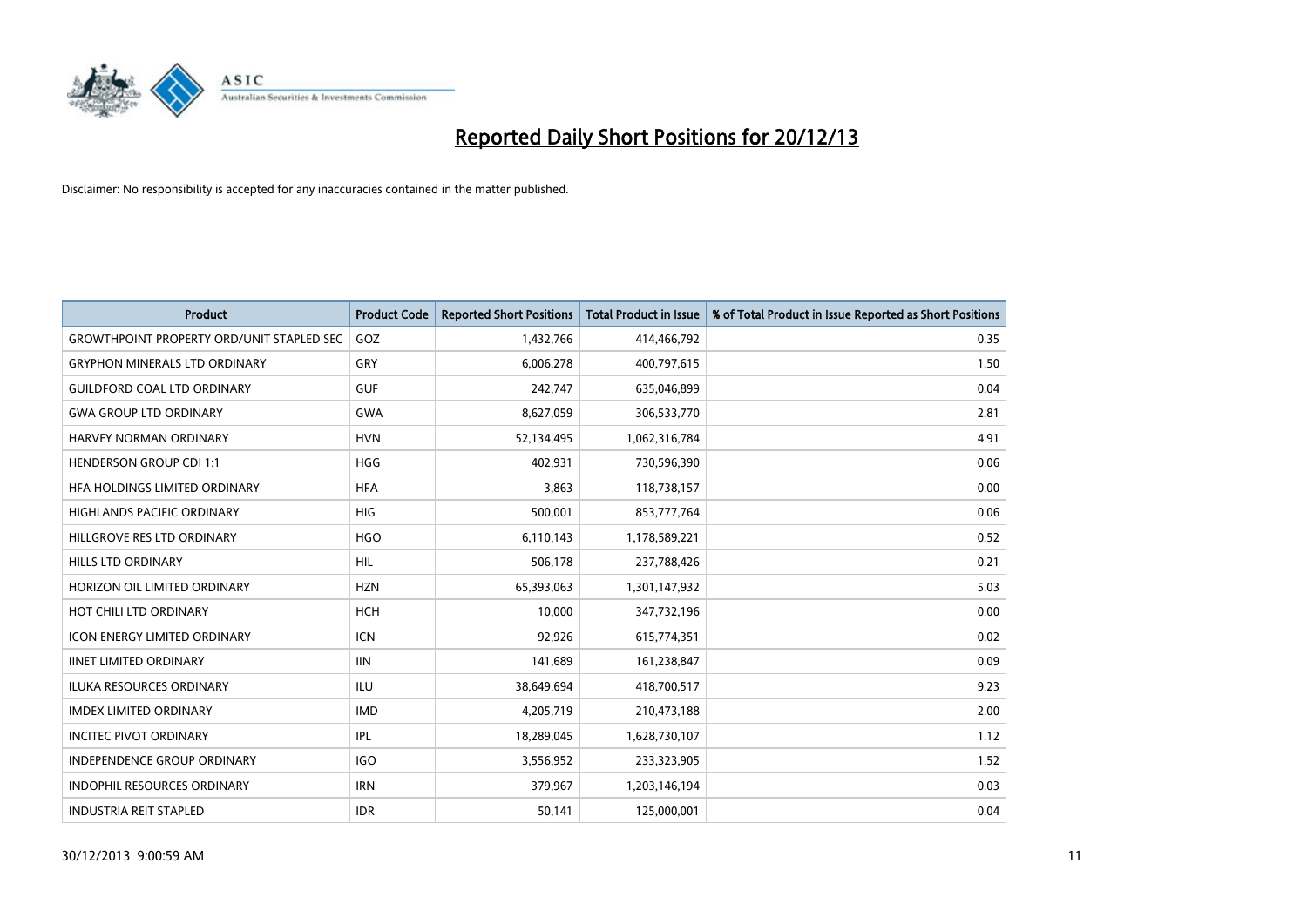# Reported Daily Short Positions for 20/12/13

Disclaimer: No responsibility is accepted for any inaccuracies contained in the matter published.

| Product | Product Code | Reported Short Positions | Total Product in Issue | % of Total Product in Issue Reported as Short Positions |
|---|---|---|---|---|
| GROWTHPOINT PROPERTY ORD/UNIT STAPLED SEC | GOZ | 1,432,766 | 414,466,792 | 0.35 |
| GRYPHON MINERALS LTD ORDINARY | GRY | 6,006,278 | 400,797,615 | 1.50 |
| GUILDFORD COAL LTD ORDINARY | GUF | 242,747 | 635,046,899 | 0.04 |
| GWA GROUP LTD ORDINARY | GWA | 8,627,059 | 306,533,770 | 2.81 |
| HARVEY NORMAN ORDINARY | HVN | 52,134,495 | 1,062,316,784 | 4.91 |
| HENDERSON GROUP CDI 1:1 | HGG | 402,931 | 730,596,390 | 0.06 |
| HFA HOLDINGS LIMITED ORDINARY | HFA | 3,863 | 118,738,157 | 0.00 |
| HIGHLANDS PACIFIC ORDINARY | HIG | 500,001 | 853,777,764 | 0.06 |
| HILLGROVE RES LTD ORDINARY | HGO | 6,110,143 | 1,178,589,221 | 0.52 |
| HILLS LTD ORDINARY | HIL | 506,178 | 237,788,426 | 0.21 |
| HORIZON OIL LIMITED ORDINARY | HZN | 65,393,063 | 1,301,147,932 | 5.03 |
| HOT CHILI LTD ORDINARY | HCH | 10,000 | 347,732,196 | 0.00 |
| ICON ENERGY LIMITED ORDINARY | ICN | 92,926 | 615,774,351 | 0.02 |
| IINET LIMITED ORDINARY | IIN | 141,689 | 161,238,847 | 0.09 |
| ILUKA RESOURCES ORDINARY | ILU | 38,649,694 | 418,700,517 | 9.23 |
| IMDEX LIMITED ORDINARY | IMD | 4,205,719 | 210,473,188 | 2.00 |
| INCITEC PIVOT ORDINARY | IPL | 18,289,045 | 1,628,730,107 | 1.12 |
| INDEPENDENCE GROUP ORDINARY | IGO | 3,556,952 | 233,323,905 | 1.52 |
| INDOPHIL RESOURCES ORDINARY | IRN | 379,967 | 1,203,146,194 | 0.03 |
| INDUSTRIA REIT STAPLED | IDR | 50,141 | 125,000,001 | 0.04 |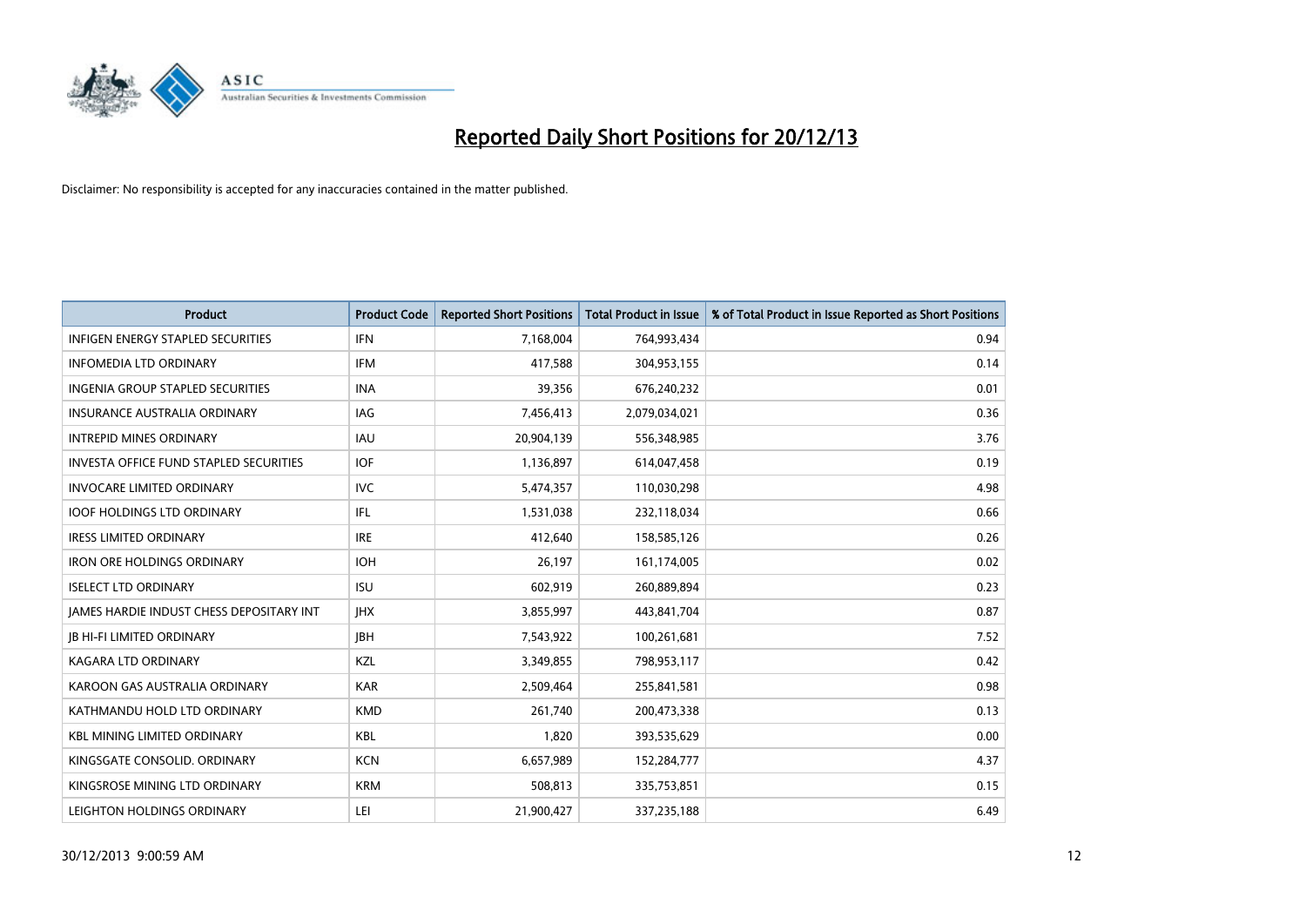# Reported Daily Short Positions for 20/12/13

Disclaimer: No responsibility is accepted for any inaccuracies contained in the matter published.

| Product | Product Code | Reported Short Positions | Total Product in Issue | % of Total Product in Issue Reported as Short Positions |
|---|---|---|---|---|
| INFIGEN ENERGY STAPLED SECURITIES | IFN | 7,168,004 | 764,993,434 | 0.94 |
| INFOMEDIA LTD ORDINARY | IFM | 417,588 | 304,953,155 | 0.14 |
| INGENIA GROUP STAPLED SECURITIES | INA | 39,356 | 676,240,232 | 0.01 |
| INSURANCE AUSTRALIA ORDINARY | IAG | 7,456,413 | 2,079,034,021 | 0.36 |
| INTREPID MINES ORDINARY | IAU | 20,904,139 | 556,348,985 | 3.76 |
| INVESTA OFFICE FUND STAPLED SECURITIES | IOF | 1,136,897 | 614,047,458 | 0.19 |
| INVOCARE LIMITED ORDINARY | IVC | 5,474,357 | 110,030,298 | 4.98 |
| IOOF HOLDINGS LTD ORDINARY | IFL | 1,531,038 | 232,118,034 | 0.66 |
| IRESS LIMITED ORDINARY | IRE | 412,640 | 158,585,126 | 0.26 |
| IRON ORE HOLDINGS ORDINARY | IOH | 26,197 | 161,174,005 | 0.02 |
| ISELECT LTD ORDINARY | ISU | 602,919 | 260,889,894 | 0.23 |
| JAMES HARDIE INDUST CHESS DEPOSITARY INT | JHX | 3,855,997 | 443,841,704 | 0.87 |
| JB HI-FI LIMITED ORDINARY | JBH | 7,543,922 | 100,261,681 | 7.52 |
| KAGARA LTD ORDINARY | KZL | 3,349,855 | 798,953,117 | 0.42 |
| KAROON GAS AUSTRALIA ORDINARY | KAR | 2,509,464 | 255,841,581 | 0.98 |
| KATHMANDU HOLD LTD ORDINARY | KMD | 261,740 | 200,473,338 | 0.13 |
| KBL MINING LIMITED ORDINARY | KBL | 1,820 | 393,535,629 | 0.00 |
| KINGSGATE CONSOLID. ORDINARY | KCN | 6,657,989 | 152,284,777 | 4.37 |
| KINGSROSE MINING LTD ORDINARY | KRM | 508,813 | 335,753,851 | 0.15 |
| LEIGHTON HOLDINGS ORDINARY | LEI | 21,900,427 | 337,235,188 | 6.49 |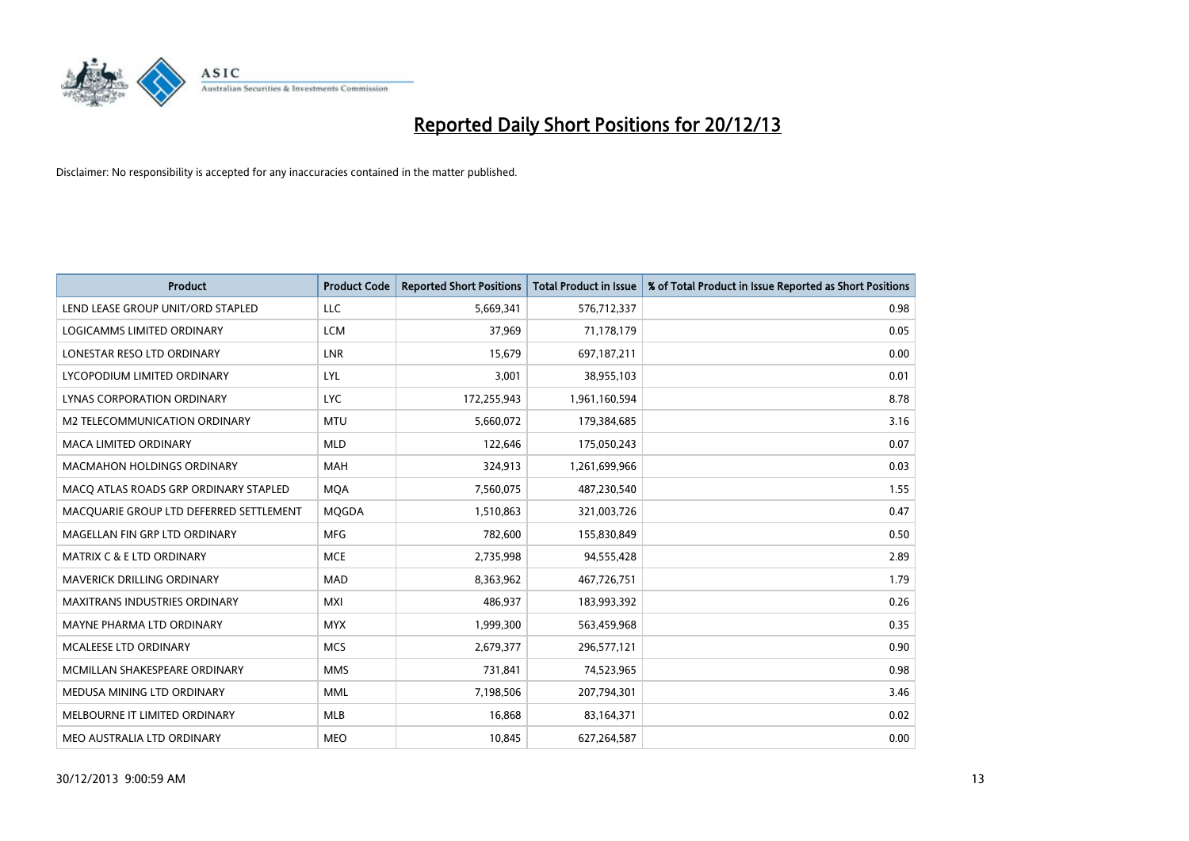# Reported Daily Short Positions for 20/12/13

Disclaimer: No responsibility is accepted for any inaccuracies contained in the matter published.

| Product | Product Code | Reported Short Positions | Total Product in Issue | % of Total Product in Issue Reported as Short Positions |
|---|---|---|---|---|
| LEND LEASE GROUP UNIT/ORD STAPLED | LLC | 5,669,341 | 576,712,337 | 0.98 |
| LOGICAMMS LIMITED ORDINARY | LCM | 37,969 | 71,178,179 | 0.05 |
| LONESTAR RESO LTD ORDINARY | LNR | 15,679 | 697,187,211 | 0.00 |
| LYCOPODIUM LIMITED ORDINARY | LYL | 3,001 | 38,955,103 | 0.01 |
| LYNAS CORPORATION ORDINARY | LYC | 172,255,943 | 1,961,160,594 | 8.78 |
| M2 TELECOMMUNICATION ORDINARY | MTU | 5,660,072 | 179,384,685 | 3.16 |
| MACA LIMITED ORDINARY | MLD | 122,646 | 175,050,243 | 0.07 |
| MACMAHON HOLDINGS ORDINARY | MAH | 324,913 | 1,261,699,966 | 0.03 |
| MACQ ATLAS ROADS GRP ORDINARY STAPLED | MQA | 7,560,075 | 487,230,540 | 1.55 |
| MACQUARIE GROUP LTD DEFERRED SETTLEMENT | MQGDA | 1,510,863 | 321,003,726 | 0.47 |
| MAGELLAN FIN GRP LTD ORDINARY | MFG | 782,600 | 155,830,849 | 0.50 |
| MATRIX C & E LTD ORDINARY | MCE | 2,735,998 | 94,555,428 | 2.89 |
| MAVERICK DRILLING ORDINARY | MAD | 8,363,962 | 467,726,751 | 1.79 |
| MAXITRANS INDUSTRIES ORDINARY | MXI | 486,937 | 183,993,392 | 0.26 |
| MAYNE PHARMA LTD ORDINARY | MYX | 1,999,300 | 563,459,968 | 0.35 |
| MCALEESE LTD ORDINARY | MCS | 2,679,377 | 296,577,121 | 0.90 |
| MCMILLAN SHAKESPEARE ORDINARY | MMS | 731,841 | 74,523,965 | 0.98 |
| MEDUSA MINING LTD ORDINARY | MML | 7,198,506 | 207,794,301 | 3.46 |
| MELBOURNE IT LIMITED ORDINARY | MLB | 16,868 | 83,164,371 | 0.02 |
| MEO AUSTRALIA LTD ORDINARY | MEO | 10,845 | 627,264,587 | 0.00 |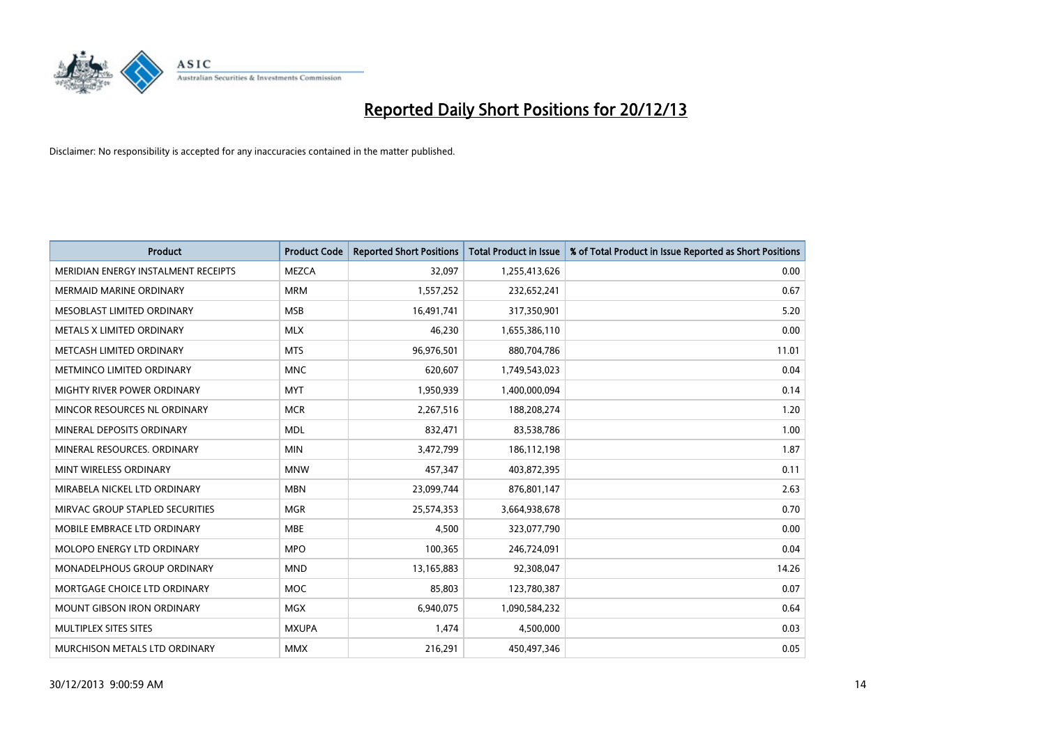# Reported Daily Short Positions for 20/12/13

Disclaimer: No responsibility is accepted for any inaccuracies contained in the matter published.

| Product | Product Code | Reported Short Positions | Total Product in Issue | % of Total Product in Issue Reported as Short Positions |
|---|---|---|---|---|
| MERIDIAN ENERGY INSTALMENT RECEIPTS | MEZCA | 32,097 | 1,255,413,626 | 0.00 |
| MERMAID MARINE ORDINARY | MRM | 1,557,252 | 232,652,241 | 0.67 |
| MESOBLAST LIMITED ORDINARY | MSB | 16,491,741 | 317,350,901 | 5.20 |
| METALS X LIMITED ORDINARY | MLX | 46,230 | 1,655,386,110 | 0.00 |
| METCASH LIMITED ORDINARY | MTS | 96,976,501 | 880,704,786 | 11.01 |
| METMINCO LIMITED ORDINARY | MNC | 620,607 | 1,749,543,023 | 0.04 |
| MIGHTY RIVER POWER ORDINARY | MYT | 1,950,939 | 1,400,000,094 | 0.14 |
| MINCOR RESOURCES NL ORDINARY | MCR | 2,267,516 | 188,208,274 | 1.20 |
| MINERAL DEPOSITS ORDINARY | MDL | 832,471 | 83,538,786 | 1.00 |
| MINERAL RESOURCES. ORDINARY | MIN | 3,472,799 | 186,112,198 | 1.87 |
| MINT WIRELESS ORDINARY | MNW | 457,347 | 403,872,395 | 0.11 |
| MIRABELA NICKEL LTD ORDINARY | MBN | 23,099,744 | 876,801,147 | 2.63 |
| MIRVAC GROUP STAPLED SECURITIES | MGR | 25,574,353 | 3,664,938,678 | 0.70 |
| MOBILE EMBRACE LTD ORDINARY | MBE | 4,500 | 323,077,790 | 0.00 |
| MOLOPO ENERGY LTD ORDINARY | MPO | 100,365 | 246,724,091 | 0.04 |
| MONADELPHOUS GROUP ORDINARY | MND | 13,165,883 | 92,308,047 | 14.26 |
| MORTGAGE CHOICE LTD ORDINARY | MOC | 85,803 | 123,780,387 | 0.07 |
| MOUNT GIBSON IRON ORDINARY | MGX | 6,940,075 | 1,090,584,232 | 0.64 |
| MULTIPLEX SITES SITES | MXUPA | 1,474 | 4,500,000 | 0.03 |
| MURCHISON METALS LTD ORDINARY | MMX | 216,291 | 450,497,346 | 0.05 |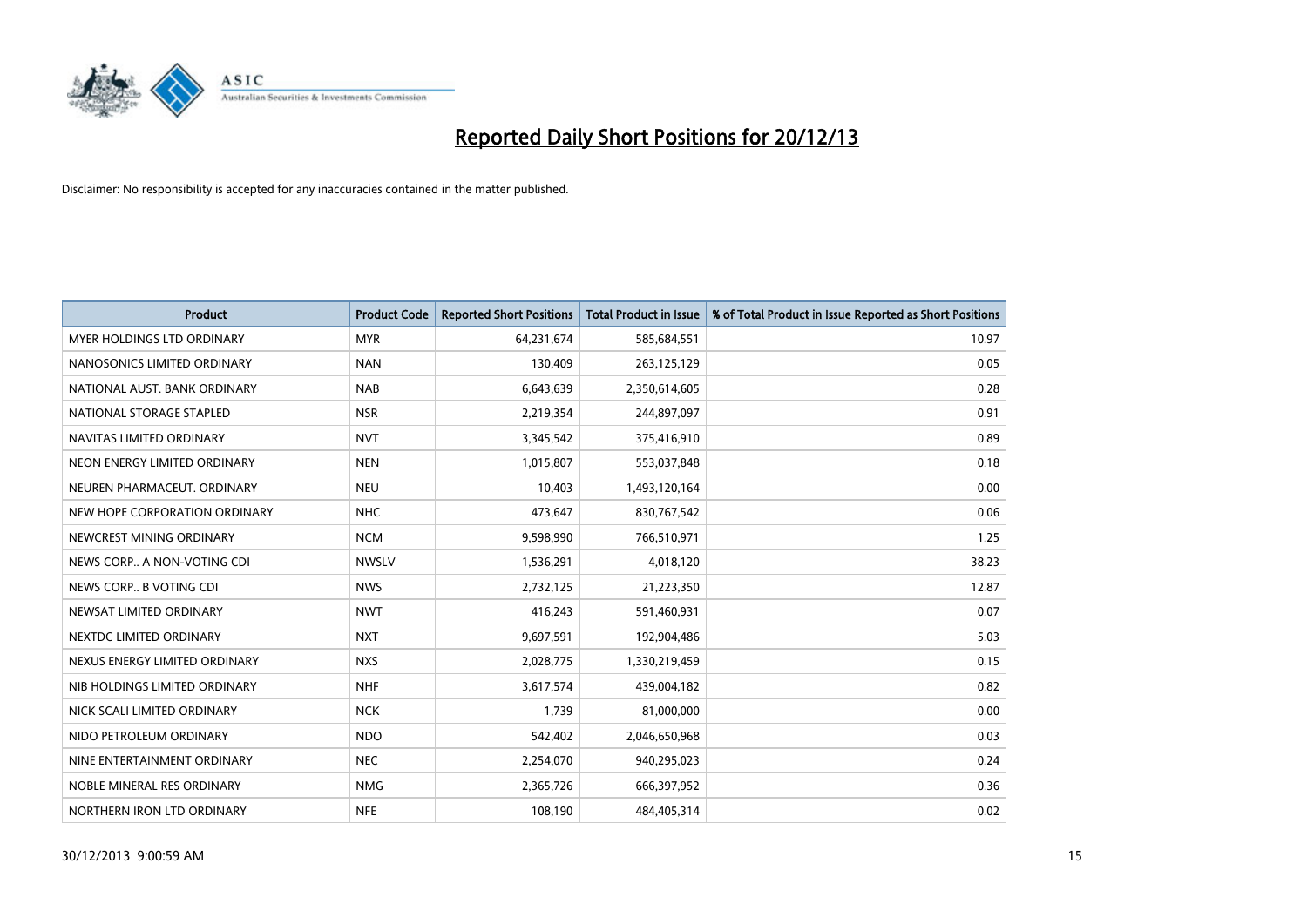# Reported Daily Short Positions for 20/12/13

Disclaimer: No responsibility is accepted for any inaccuracies contained in the matter published.

| Product | Product Code | Reported Short Positions | Total Product in Issue | % of Total Product in Issue Reported as Short Positions |
|---|---|---|---|---|
| MYER HOLDINGS LTD ORDINARY | MYR | 64,231,674 | 585,684,551 | 10.97 |
| NANOSONICS LIMITED ORDINARY | NAN | 130,409 | 263,125,129 | 0.05 |
| NATIONAL AUST. BANK ORDINARY | NAB | 6,643,639 | 2,350,614,605 | 0.28 |
| NATIONAL STORAGE STAPLED | NSR | 2,219,354 | 244,897,097 | 0.91 |
| NAVITAS LIMITED ORDINARY | NVT | 3,345,542 | 375,416,910 | 0.89 |
| NEON ENERGY LIMITED ORDINARY | NEN | 1,015,807 | 553,037,848 | 0.18 |
| NEUREN PHARMACEUT. ORDINARY | NEU | 10,403 | 1,493,120,164 | 0.00 |
| NEW HOPE CORPORATION ORDINARY | NHC | 473,647 | 830,767,542 | 0.06 |
| NEWCREST MINING ORDINARY | NCM | 9,598,990 | 766,510,971 | 1.25 |
| NEWS CORP.. A NON-VOTING CDI | NWSLV | 1,536,291 | 4,018,120 | 38.23 |
| NEWS CORP.. B VOTING CDI | NWS | 2,732,125 | 21,223,350 | 12.87 |
| NEWSAT LIMITED ORDINARY | NWT | 416,243 | 591,460,931 | 0.07 |
| NEXTDC LIMITED ORDINARY | NXT | 9,697,591 | 192,904,486 | 5.03 |
| NEXUS ENERGY LIMITED ORDINARY | NXS | 2,028,775 | 1,330,219,459 | 0.15 |
| NIB HOLDINGS LIMITED ORDINARY | NHF | 3,617,574 | 439,004,182 | 0.82 |
| NICK SCALI LIMITED ORDINARY | NCK | 1,739 | 81,000,000 | 0.00 |
| NIDO PETROLEUM ORDINARY | NDO | 542,402 | 2,046,650,968 | 0.03 |
| NINE ENTERTAINMENT ORDINARY | NEC | 2,254,070 | 940,295,023 | 0.24 |
| NOBLE MINERAL RES ORDINARY | NMG | 2,365,726 | 666,397,952 | 0.36 |
| NORTHERN IRON LTD ORDINARY | NFE | 108,190 | 484,405,314 | 0.02 |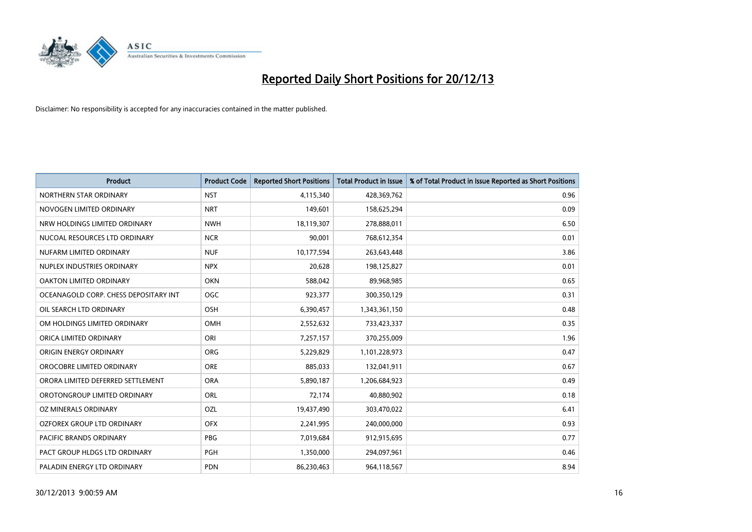# Reported Daily Short Positions for 20/12/13

Disclaimer: No responsibility is accepted for any inaccuracies contained in the matter published.

| Product | Product Code | Reported Short Positions | Total Product in Issue | % of Total Product in Issue Reported as Short Positions |
|---|---|---|---|---|
| NORTHERN STAR ORDINARY | NST | 4,115,340 | 428,369,762 | 0.96 |
| NOVOGEN LIMITED ORDINARY | NRT | 149,601 | 158,625,294 | 0.09 |
| NRW HOLDINGS LIMITED ORDINARY | NWH | 18,119,307 | 278,888,011 | 6.50 |
| NUCOAL RESOURCES LTD ORDINARY | NCR | 90,001 | 768,612,354 | 0.01 |
| NUFARM LIMITED ORDINARY | NUF | 10,177,594 | 263,643,448 | 3.86 |
| NUPLEX INDUSTRIES ORDINARY | NPX | 20,628 | 198,125,827 | 0.01 |
| OAKTON LIMITED ORDINARY | OKN | 588,042 | 89,968,985 | 0.65 |
| OCEANAGOLD CORP. CHESS DEPOSITARY INT | OGC | 923,377 | 300,350,129 | 0.31 |
| OIL SEARCH LTD ORDINARY | OSH | 6,390,457 | 1,343,361,150 | 0.48 |
| OM HOLDINGS LIMITED ORDINARY | OMH | 2,552,632 | 733,423,337 | 0.35 |
| ORICA LIMITED ORDINARY | ORI | 7,257,157 | 370,255,009 | 1.96 |
| ORIGIN ENERGY ORDINARY | ORG | 5,229,829 | 1,101,228,973 | 0.47 |
| OROCOBRE LIMITED ORDINARY | ORE | 885,033 | 132,041,911 | 0.67 |
| ORORA LIMITED DEFERRED SETTLEMENT | ORA | 5,890,187 | 1,206,684,923 | 0.49 |
| OROTONGROUP LIMITED ORDINARY | ORL | 72,174 | 40,880,902 | 0.18 |
| OZ MINERALS ORDINARY | OZL | 19,437,490 | 303,470,022 | 6.41 |
| OZFOREX GROUP LTD ORDINARY | OFX | 2,241,995 | 240,000,000 | 0.93 |
| PACIFIC BRANDS ORDINARY | PBG | 7,019,684 | 912,915,695 | 0.77 |
| PACT GROUP HLDGS LTD ORDINARY | PGH | 1,350,000 | 294,097,961 | 0.46 |
| PALADIN ENERGY LTD ORDINARY | PDN | 86,230,463 | 964,118,567 | 8.94 |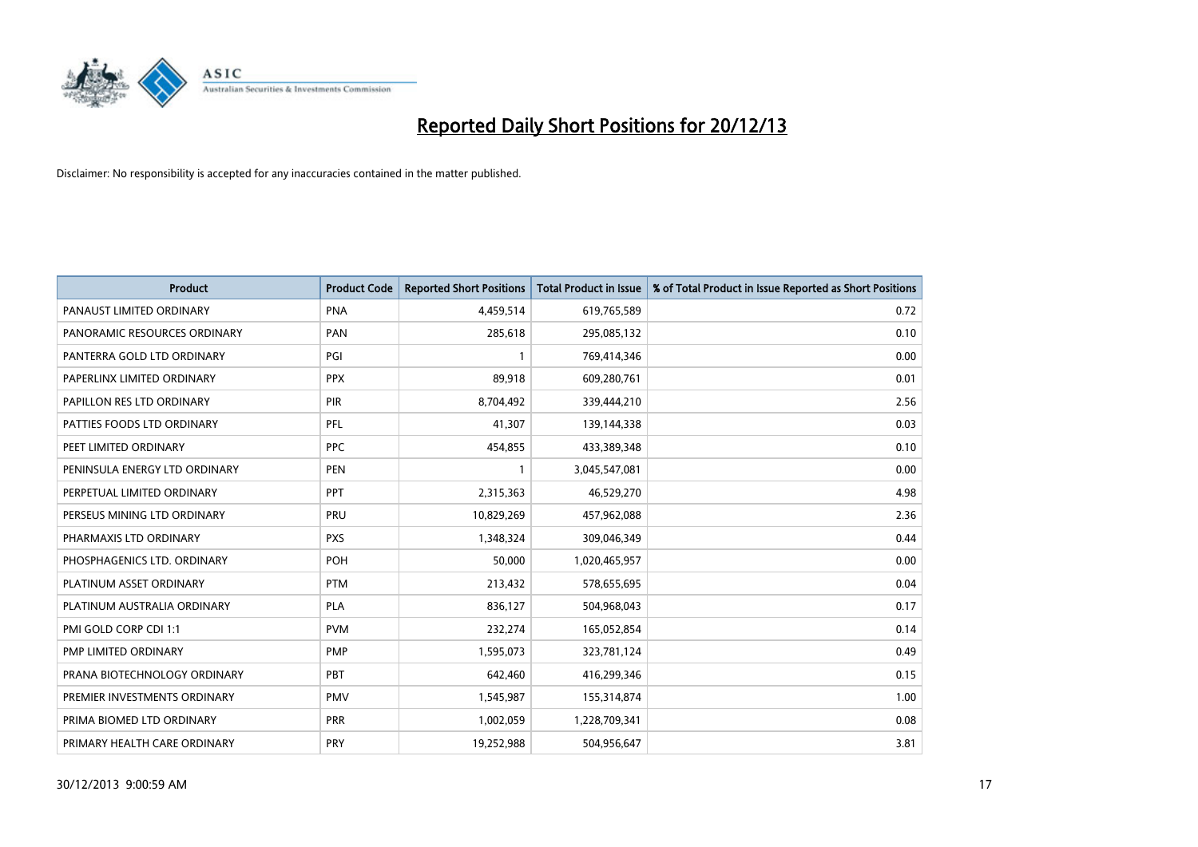# Reported Daily Short Positions for 20/12/13

Disclaimer: No responsibility is accepted for any inaccuracies contained in the matter published.

| Product | Product Code | Reported Short Positions | Total Product in Issue | % of Total Product in Issue Reported as Short Positions |
|---|---|---|---|---|
| PANAUST LIMITED ORDINARY | PNA | 4,459,514 | 619,765,589 | 0.72 |
| PANORAMIC RESOURCES ORDINARY | PAN | 285,618 | 295,085,132 | 0.10 |
| PANTERRA GOLD LTD ORDINARY | PGI | 1 | 769,414,346 | 0.00 |
| PAPERLINX LIMITED ORDINARY | PPX | 89,918 | 609,280,761 | 0.01 |
| PAPILLON RES LTD ORDINARY | PIR | 8,704,492 | 339,444,210 | 2.56 |
| PATTIES FOODS LTD ORDINARY | PFL | 41,307 | 139,144,338 | 0.03 |
| PEET LIMITED ORDINARY | PPC | 454,855 | 433,389,348 | 0.10 |
| PENINSULA ENERGY LTD ORDINARY | PEN | 1 | 3,045,547,081 | 0.00 |
| PERPETUAL LIMITED ORDINARY | PPT | 2,315,363 | 46,529,270 | 4.98 |
| PERSEUS MINING LTD ORDINARY | PRU | 10,829,269 | 457,962,088 | 2.36 |
| PHARMAXIS LTD ORDINARY | PXS | 1,348,324 | 309,046,349 | 0.44 |
| PHOSPHAGENICS LTD. ORDINARY | POH | 50,000 | 1,020,465,957 | 0.00 |
| PLATINUM ASSET ORDINARY | PTM | 213,432 | 578,655,695 | 0.04 |
| PLATINUM AUSTRALIA ORDINARY | PLA | 836,127 | 504,968,043 | 0.17 |
| PMI GOLD CORP CDI 1:1 | PVM | 232,274 | 165,052,854 | 0.14 |
| PMP LIMITED ORDINARY | PMP | 1,595,073 | 323,781,124 | 0.49 |
| PRANA BIOTECHNOLOGY ORDINARY | PBT | 642,460 | 416,299,346 | 0.15 |
| PREMIER INVESTMENTS ORDINARY | PMV | 1,545,987 | 155,314,874 | 1.00 |
| PRIMA BIOMED LTD ORDINARY | PRR | 1,002,059 | 1,228,709,341 | 0.08 |
| PRIMARY HEALTH CARE ORDINARY | PRY | 19,252,988 | 504,956,647 | 3.81 |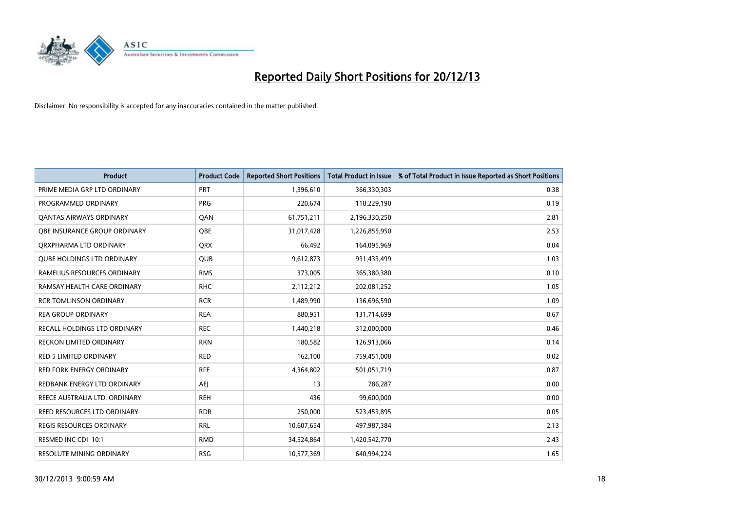# Reported Daily Short Positions for 20/12/13

Disclaimer: No responsibility is accepted for any inaccuracies contained in the matter published.

| Product | Product Code | Reported Short Positions | Total Product in Issue | % of Total Product in Issue Reported as Short Positions |
|---|---|---|---|---|
| PRIME MEDIA GRP LTD ORDINARY | PRT | 1,396,610 | 366,330,303 | 0.38 |
| PROGRAMMED ORDINARY | PRG | 220,674 | 118,229,190 | 0.19 |
| QANTAS AIRWAYS ORDINARY | QAN | 61,751,211 | 2,196,330,250 | 2.81 |
| QBE INSURANCE GROUP ORDINARY | QBE | 31,017,428 | 1,226,855,950 | 2.53 |
| QRXPHARMA LTD ORDINARY | QRX | 66,492 | 164,095,969 | 0.04 |
| QUBE HOLDINGS LTD ORDINARY | QUB | 9,612,873 | 931,433,499 | 1.03 |
| RAMELIUS RESOURCES ORDINARY | RMS | 373,005 | 365,380,380 | 0.10 |
| RAMSAY HEALTH CARE ORDINARY | RHC | 2,112,212 | 202,081,252 | 1.05 |
| RCR TOMLINSON ORDINARY | RCR | 1,489,990 | 136,696,590 | 1.09 |
| REA GROUP ORDINARY | REA | 880,951 | 131,714,699 | 0.67 |
| RECALL HOLDINGS LTD ORDINARY | REC | 1,440,218 | 312,000,000 | 0.46 |
| RECKON LIMITED ORDINARY | RKN | 180,582 | 126,913,066 | 0.14 |
| RED 5 LIMITED ORDINARY | RED | 162,100 | 759,451,008 | 0.02 |
| RED FORK ENERGY ORDINARY | RFE | 4,364,802 | 501,051,719 | 0.87 |
| REDBANK ENERGY LTD ORDINARY | AEJ | 13 | 786,287 | 0.00 |
| REECE AUSTRALIA LTD. ORDINARY | REH | 436 | 99,600,000 | 0.00 |
| REED RESOURCES LTD ORDINARY | RDR | 250,000 | 523,453,895 | 0.05 |
| REGIS RESOURCES ORDINARY | RRL | 10,607,654 | 497,987,384 | 2.13 |
| RESMED INC CDI 10:1 | RMD | 34,524,864 | 1,420,542,770 | 2.43 |
| RESOLUTE MINING ORDINARY | RSG | 10,577,369 | 640,994,224 | 1.65 |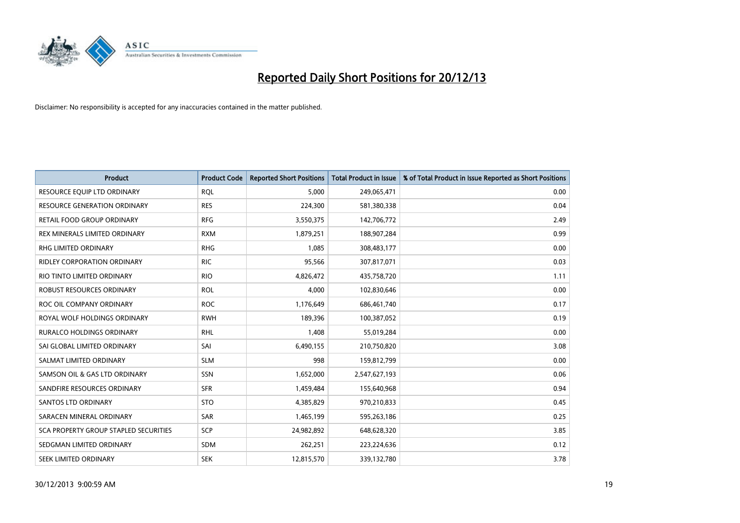# Reported Daily Short Positions for 20/12/13

Disclaimer: No responsibility is accepted for any inaccuracies contained in the matter published.

| Product | Product Code | Reported Short Positions | Total Product in Issue | % of Total Product in Issue Reported as Short Positions |
|---|---|---|---|---|
| RESOURCE EQUIP LTD ORDINARY | RQL | 5,000 | 249,065,471 | 0.00 |
| RESOURCE GENERATION ORDINARY | RES | 224,300 | 581,380,338 | 0.04 |
| RETAIL FOOD GROUP ORDINARY | RFG | 3,550,375 | 142,706,772 | 2.49 |
| REX MINERALS LIMITED ORDINARY | RXM | 1,879,251 | 188,907,284 | 0.99 |
| RHG LIMITED ORDINARY | RHG | 1,085 | 308,483,177 | 0.00 |
| RIDLEY CORPORATION ORDINARY | RIC | 95,566 | 307,817,071 | 0.03 |
| RIO TINTO LIMITED ORDINARY | RIO | 4,826,472 | 435,758,720 | 1.11 |
| ROBUST RESOURCES ORDINARY | ROL | 4,000 | 102,830,646 | 0.00 |
| ROC OIL COMPANY ORDINARY | ROC | 1,176,649 | 686,461,740 | 0.17 |
| ROYAL WOLF HOLDINGS ORDINARY | RWH | 189,396 | 100,387,052 | 0.19 |
| RURALCO HOLDINGS ORDINARY | RHL | 1,408 | 55,019,284 | 0.00 |
| SAI GLOBAL LIMITED ORDINARY | SAI | 6,490,155 | 210,750,820 | 3.08 |
| SALMAT LIMITED ORDINARY | SLM | 998 | 159,812,799 | 0.00 |
| SAMSON OIL & GAS LTD ORDINARY | SSN | 1,652,000 | 2,547,627,193 | 0.06 |
| SANDFIRE RESOURCES ORDINARY | SFR | 1,459,484 | 155,640,968 | 0.94 |
| SANTOS LTD ORDINARY | STO | 4,385,829 | 970,210,833 | 0.45 |
| SARACEN MINERAL ORDINARY | SAR | 1,465,199 | 595,263,186 | 0.25 |
| SCA PROPERTY GROUP STAPLED SECURITIES | SCP | 24,982,892 | 648,628,320 | 3.85 |
| SEDGMAN LIMITED ORDINARY | SDM | 262,251 | 223,224,636 | 0.12 |
| SEEK LIMITED ORDINARY | SEK | 12,815,570 | 339,132,780 | 3.78 |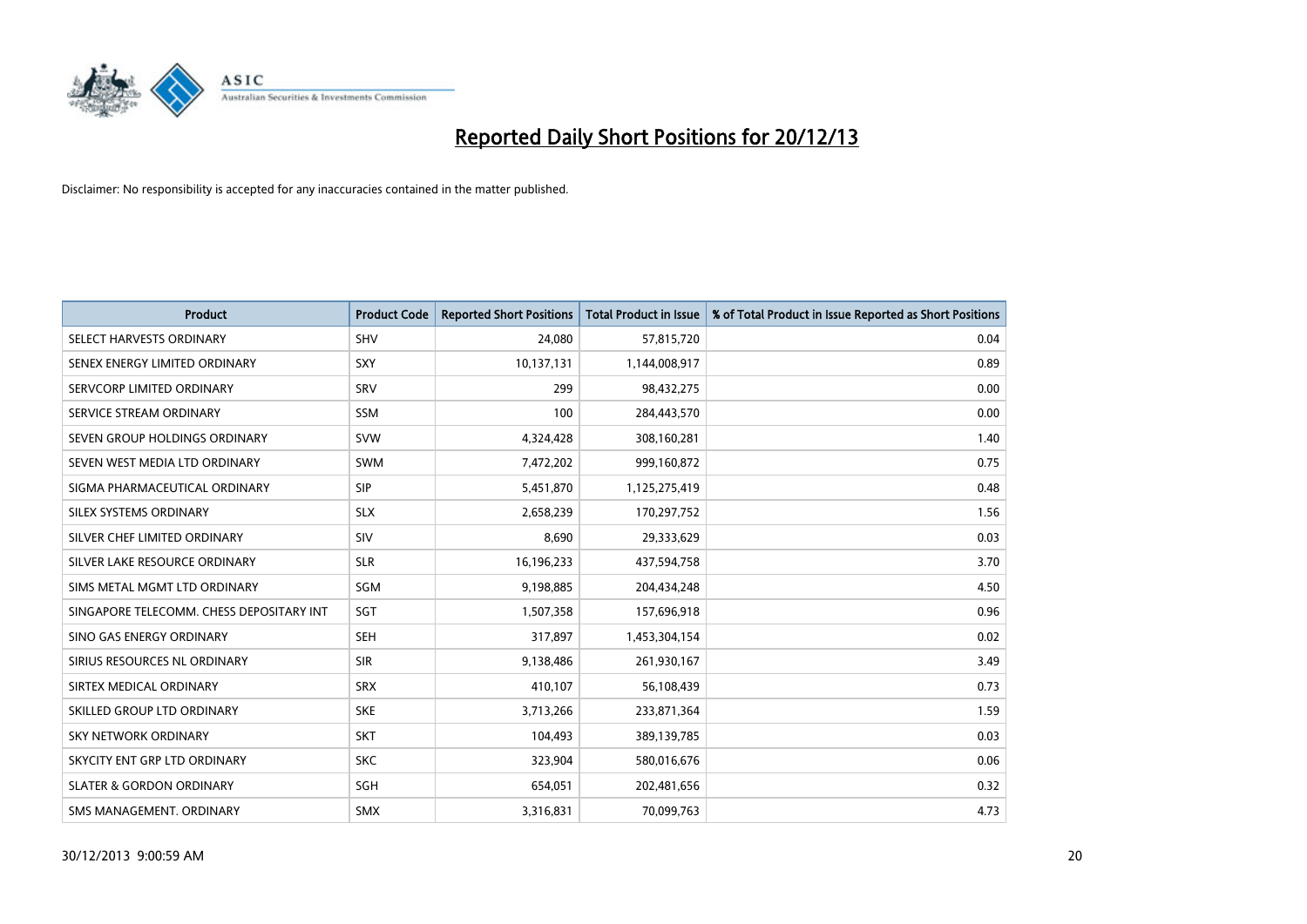# Reported Daily Short Positions for 20/12/13

Disclaimer: No responsibility is accepted for any inaccuracies contained in the matter published.

| Product | Product Code | Reported Short Positions | Total Product in Issue | % of Total Product in Issue Reported as Short Positions |
|---|---|---|---|---|
| SELECT HARVESTS ORDINARY | SHV | 24,080 | 57,815,720 | 0.04 |
| SENEX ENERGY LIMITED ORDINARY | SXY | 10,137,131 | 1,144,008,917 | 0.89 |
| SERVCORP LIMITED ORDINARY | SRV | 299 | 98,432,275 | 0.00 |
| SERVICE STREAM ORDINARY | SSM | 100 | 284,443,570 | 0.00 |
| SEVEN GROUP HOLDINGS ORDINARY | SVW | 4,324,428 | 308,160,281 | 1.40 |
| SEVEN WEST MEDIA LTD ORDINARY | SWM | 7,472,202 | 999,160,872 | 0.75 |
| SIGMA PHARMACEUTICAL ORDINARY | SIP | 5,451,870 | 1,125,275,419 | 0.48 |
| SILEX SYSTEMS ORDINARY | SLX | 2,658,239 | 170,297,752 | 1.56 |
| SILVER CHEF LIMITED ORDINARY | SIV | 8,690 | 29,333,629 | 0.03 |
| SILVER LAKE RESOURCE ORDINARY | SLR | 16,196,233 | 437,594,758 | 3.70 |
| SIMS METAL MGMT LTD ORDINARY | SGM | 9,198,885 | 204,434,248 | 4.50 |
| SINGAPORE TELECOMM. CHESS DEPOSITARY INT | SGT | 1,507,358 | 157,696,918 | 0.96 |
| SINO GAS ENERGY ORDINARY | SEH | 317,897 | 1,453,304,154 | 0.02 |
| SIRIUS RESOURCES NL ORDINARY | SIR | 9,138,486 | 261,930,167 | 3.49 |
| SIRTEX MEDICAL ORDINARY | SRX | 410,107 | 56,108,439 | 0.73 |
| SKILLED GROUP LTD ORDINARY | SKE | 3,713,266 | 233,871,364 | 1.59 |
| SKY NETWORK ORDINARY | SKT | 104,493 | 389,139,785 | 0.03 |
| SKYCITY ENT GRP LTD ORDINARY | SKC | 323,904 | 580,016,676 | 0.06 |
| SLATER & GORDON ORDINARY | SGH | 654,051 | 202,481,656 | 0.32 |
| SMS MANAGEMENT. ORDINARY | SMX | 3,316,831 | 70,099,763 | 4.73 |

30/12/2013 9:00:59 AM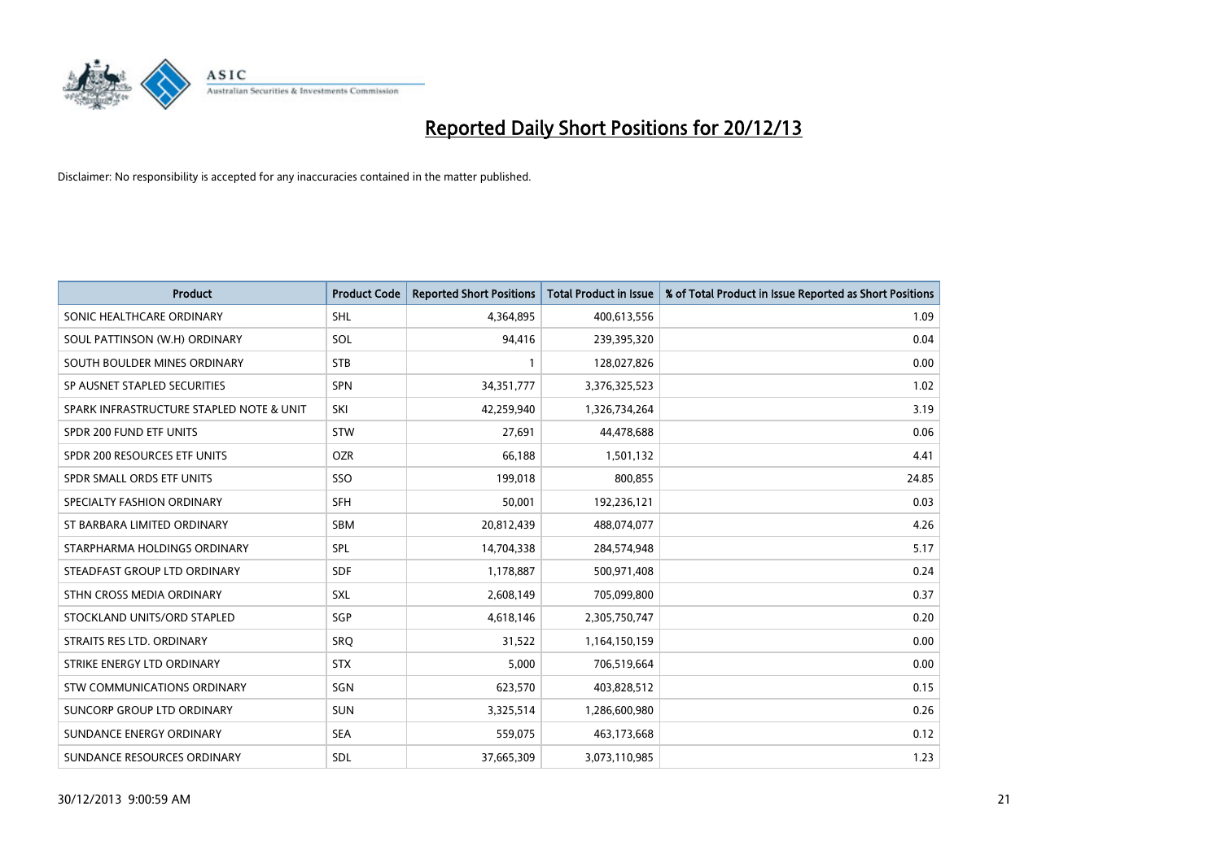# Reported Daily Short Positions for 20/12/13

Disclaimer: No responsibility is accepted for any inaccuracies contained in the matter published.

| Product | Product Code | Reported Short Positions | Total Product in Issue | % of Total Product in Issue Reported as Short Positions |
|---|---|---|---|---|
| SONIC HEALTHCARE ORDINARY | SHL | 4,364,895 | 400,613,556 | 1.09 |
| SOUL PATTINSON (W.H) ORDINARY | SOL | 94,416 | 239,395,320 | 0.04 |
| SOUTH BOULDER MINES ORDINARY | STB | 1 | 128,027,826 | 0.00 |
| SP AUSNET STAPLED SECURITIES | SPN | 34,351,777 | 3,376,325,523 | 1.02 |
| SPARK INFRASTRUCTURE STAPLED NOTE & UNIT | SKI | 42,259,940 | 1,326,734,264 | 3.19 |
| SPDR 200 FUND ETF UNITS | STW | 27,691 | 44,478,688 | 0.06 |
| SPDR 200 RESOURCES ETF UNITS | OZR | 66,188 | 1,501,132 | 4.41 |
| SPDR SMALL ORDS ETF UNITS | SSO | 199,018 | 800,855 | 24.85 |
| SPECIALTY FASHION ORDINARY | SFH | 50,001 | 192,236,121 | 0.03 |
| ST BARBARA LIMITED ORDINARY | SBM | 20,812,439 | 488,074,077 | 4.26 |
| STARPHARMA HOLDINGS ORDINARY | SPL | 14,704,338 | 284,574,948 | 5.17 |
| STEADFAST GROUP LTD ORDINARY | SDF | 1,178,887 | 500,971,408 | 0.24 |
| STHN CROSS MEDIA ORDINARY | SXL | 2,608,149 | 705,099,800 | 0.37 |
| STOCKLAND UNITS/ORD STAPLED | SGP | 4,618,146 | 2,305,750,747 | 0.20 |
| STRAITS RES LTD. ORDINARY | SRQ | 31,522 | 1,164,150,159 | 0.00 |
| STRIKE ENERGY LTD ORDINARY | STX | 5,000 | 706,519,664 | 0.00 |
| STW COMMUNICATIONS ORDINARY | SGN | 623,570 | 403,828,512 | 0.15 |
| SUNCORP GROUP LTD ORDINARY | SUN | 3,325,514 | 1,286,600,980 | 0.26 |
| SUNDANCE ENERGY ORDINARY | SEA | 559,075 | 463,173,668 | 0.12 |
| SUNDANCE RESOURCES ORDINARY | SDL | 37,665,309 | 3,073,110,985 | 1.23 |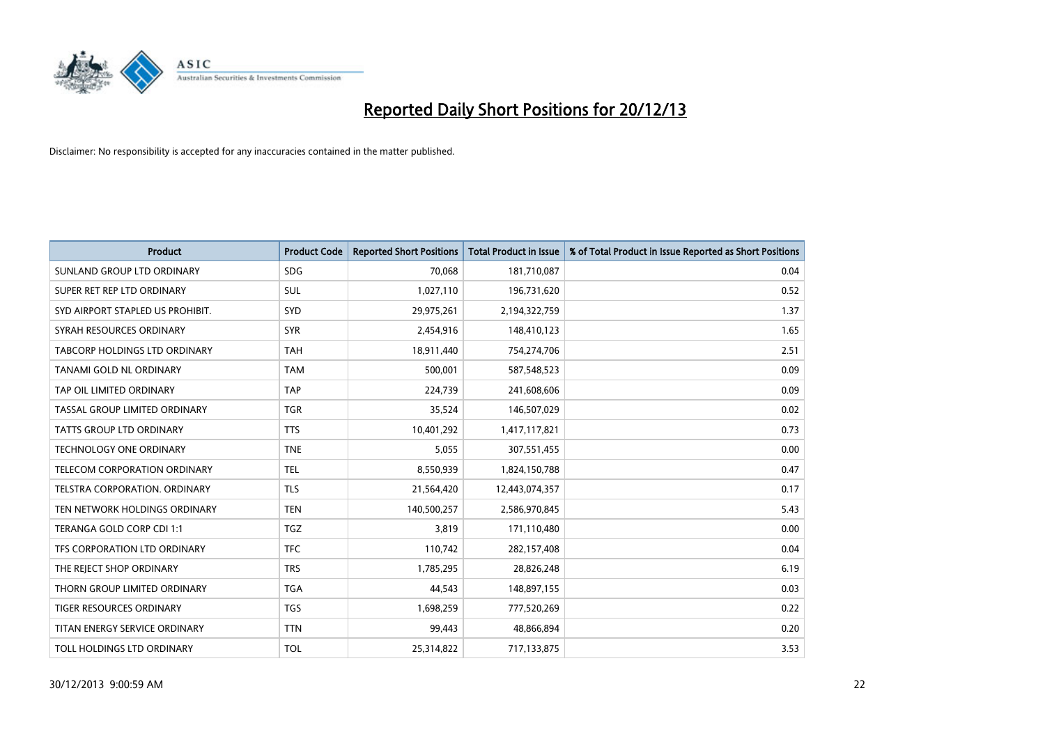# Reported Daily Short Positions for 20/12/13

Disclaimer: No responsibility is accepted for any inaccuracies contained in the matter published.

| Product | Product Code | Reported Short Positions | Total Product in Issue | % of Total Product in Issue Reported as Short Positions |
|---|---|---|---|---|
| SUNLAND GROUP LTD ORDINARY | SDG | 70,068 | 181,710,087 | 0.04 |
| SUPER RET REP LTD ORDINARY | SUL | 1,027,110 | 196,731,620 | 0.52 |
| SYD AIRPORT STAPLED US PROHIBIT. | SYD | 29,975,261 | 2,194,322,759 | 1.37 |
| SYRAH RESOURCES ORDINARY | SYR | 2,454,916 | 148,410,123 | 1.65 |
| TABCORP HOLDINGS LTD ORDINARY | TAH | 18,911,440 | 754,274,706 | 2.51 |
| TANAMI GOLD NL ORDINARY | TAM | 500,001 | 587,548,523 | 0.09 |
| TAP OIL LIMITED ORDINARY | TAP | 224,739 | 241,608,606 | 0.09 |
| TASSAL GROUP LIMITED ORDINARY | TGR | 35,524 | 146,507,029 | 0.02 |
| TATTS GROUP LTD ORDINARY | TTS | 10,401,292 | 1,417,117,821 | 0.73 |
| TECHNOLOGY ONE ORDINARY | TNE | 5,055 | 307,551,455 | 0.00 |
| TELECOM CORPORATION ORDINARY | TEL | 8,550,939 | 1,824,150,788 | 0.47 |
| TELSTRA CORPORATION. ORDINARY | TLS | 21,564,420 | 12,443,074,357 | 0.17 |
| TEN NETWORK HOLDINGS ORDINARY | TEN | 140,500,257 | 2,586,970,845 | 5.43 |
| TERANGA GOLD CORP CDI 1:1 | TGZ | 3,819 | 171,110,480 | 0.00 |
| TFS CORPORATION LTD ORDINARY | TFC | 110,742 | 282,157,408 | 0.04 |
| THE REJECT SHOP ORDINARY | TRS | 1,785,295 | 28,826,248 | 6.19 |
| THORN GROUP LIMITED ORDINARY | TGA | 44,543 | 148,897,155 | 0.03 |
| TIGER RESOURCES ORDINARY | TGS | 1,698,259 | 777,520,269 | 0.22 |
| TITAN ENERGY SERVICE ORDINARY | TTN | 99,443 | 48,866,894 | 0.20 |
| TOLL HOLDINGS LTD ORDINARY | TOL | 25,314,822 | 717,133,875 | 3.53 |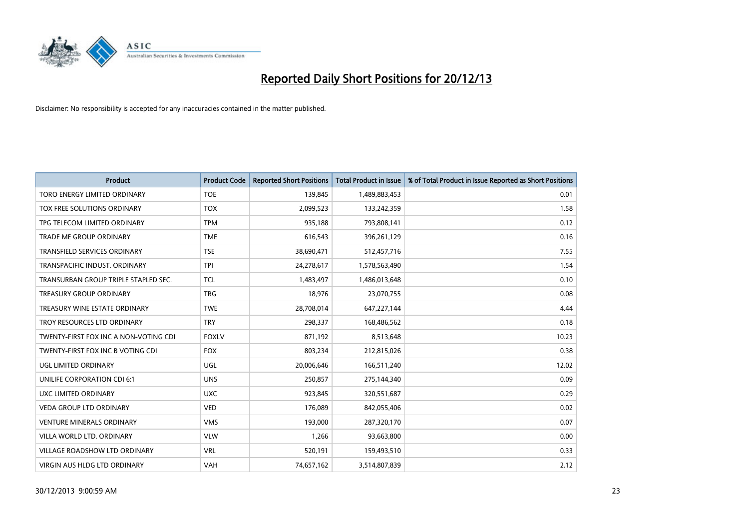# Reported Daily Short Positions for 20/12/13

Disclaimer: No responsibility is accepted for any inaccuracies contained in the matter published.

| Product | Product Code | Reported Short Positions | Total Product in Issue | % of Total Product in Issue Reported as Short Positions |
| --- | --- | --- | --- | --- |
| TORO ENERGY LIMITED ORDINARY | TOE | 139,845 | 1,489,883,453 | 0.01 |
| TOX FREE SOLUTIONS ORDINARY | TOX | 2,099,523 | 133,242,359 | 1.58 |
| TPG TELECOM LIMITED ORDINARY | TPM | 935,188 | 793,808,141 | 0.12 |
| TRADE ME GROUP ORDINARY | TME | 616,543 | 396,261,129 | 0.16 |
| TRANSFIELD SERVICES ORDINARY | TSE | 38,690,471 | 512,457,716 | 7.55 |
| TRANSPACIFIC INDUST. ORDINARY | TPI | 24,278,617 | 1,578,563,490 | 1.54 |
| TRANSURBAN GROUP TRIPLE STAPLED SEC. | TCL | 1,483,497 | 1,486,013,648 | 0.10 |
| TREASURY GROUP ORDINARY | TRG | 18,976 | 23,070,755 | 0.08 |
| TREASURY WINE ESTATE ORDINARY | TWE | 28,708,014 | 647,227,144 | 4.44 |
| TROY RESOURCES LTD ORDINARY | TRY | 298,337 | 168,486,562 | 0.18 |
| TWENTY-FIRST FOX INC A NON-VOTING CDI | FOXLV | 871,192 | 8,513,648 | 10.23 |
| TWENTY-FIRST FOX INC B VOTING CDI | FOX | 803,234 | 212,815,026 | 0.38 |
| UGL LIMITED ORDINARY | UGL | 20,006,646 | 166,511,240 | 12.02 |
| UNILIFE CORPORATION CDI 6:1 | UNS | 250,857 | 275,144,340 | 0.09 |
| UXC LIMITED ORDINARY | UXC | 923,845 | 320,551,687 | 0.29 |
| VEDA GROUP LTD ORDINARY | VED | 176,089 | 842,055,406 | 0.02 |
| VENTURE MINERALS ORDINARY | VMS | 193,000 | 287,320,170 | 0.07 |
| VILLA WORLD LTD. ORDINARY | VLW | 1,266 | 93,663,800 | 0.00 |
| VILLAGE ROADSHOW LTD ORDINARY | VRL | 520,191 | 159,493,510 | 0.33 |
| VIRGIN AUS HLDG LTD ORDINARY | VAH | 74,657,162 | 3,514,807,839 | 2.12 |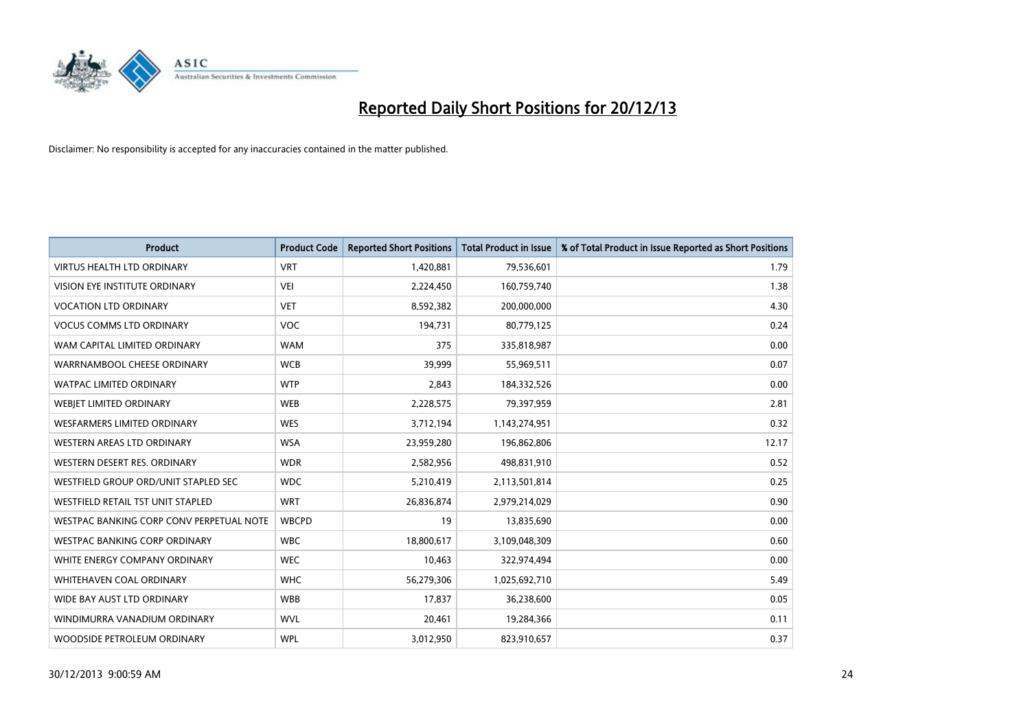# Reported Daily Short Positions for 20/12/13

Disclaimer: No responsibility is accepted for any inaccuracies contained in the matter published.

| Product | Product Code | Reported Short Positions | Total Product in Issue | % of Total Product in Issue Reported as Short Positions |
|---|---|---|---|---|
| VIRTUS HEALTH LTD ORDINARY | VRT | 1,420,881 | 79,536,601 | 1.79 |
| VISION EYE INSTITUTE ORDINARY | VEI | 2,224,450 | 160,759,740 | 1.38 |
| VOCATION LTD ORDINARY | VET | 8,592,382 | 200,000,000 | 4.30 |
| VOCUS COMMS LTD ORDINARY | VOC | 194,731 | 80,779,125 | 0.24 |
| WAM CAPITAL LIMITED ORDINARY | WAM | 375 | 335,818,987 | 0.00 |
| WARRNAMBOOL CHEESE ORDINARY | WCB | 39,999 | 55,969,511 | 0.07 |
| WATPAC LIMITED ORDINARY | WTP | 2,843 | 184,332,526 | 0.00 |
| WEBJET LIMITED ORDINARY | WEB | 2,228,575 | 79,397,959 | 2.81 |
| WESFARMERS LIMITED ORDINARY | WES | 3,712,194 | 1,143,274,951 | 0.32 |
| WESTERN AREAS LTD ORDINARY | WSA | 23,959,280 | 196,862,806 | 12.17 |
| WESTERN DESERT RES. ORDINARY | WDR | 2,582,956 | 498,831,910 | 0.52 |
| WESTFIELD GROUP ORD/UNIT STAPLED SEC | WDC | 5,210,419 | 2,113,501,814 | 0.25 |
| WESTFIELD RETAIL TST UNIT STAPLED | WRT | 26,836,874 | 2,979,214,029 | 0.90 |
| WESTPAC BANKING CORP CONV PERPETUAL NOTE | WBCPD | 19 | 13,835,690 | 0.00 |
| WESTPAC BANKING CORP ORDINARY | WBC | 18,800,617 | 3,109,048,309 | 0.60 |
| WHITE ENERGY COMPANY ORDINARY | WEC | 10,463 | 322,974,494 | 0.00 |
| WHITEHAVEN COAL ORDINARY | WHC | 56,279,306 | 1,025,692,710 | 5.49 |
| WIDE BAY AUST LTD ORDINARY | WBB | 17,837 | 36,238,600 | 0.05 |
| WINDIMURRA VANADIUM ORDINARY | WVL | 20,461 | 19,284,366 | 0.11 |
| WOODSIDE PETROLEUM ORDINARY | WPL | 3,012,950 | 823,910,657 | 0.37 |

30/12/2013 9:00:59 AM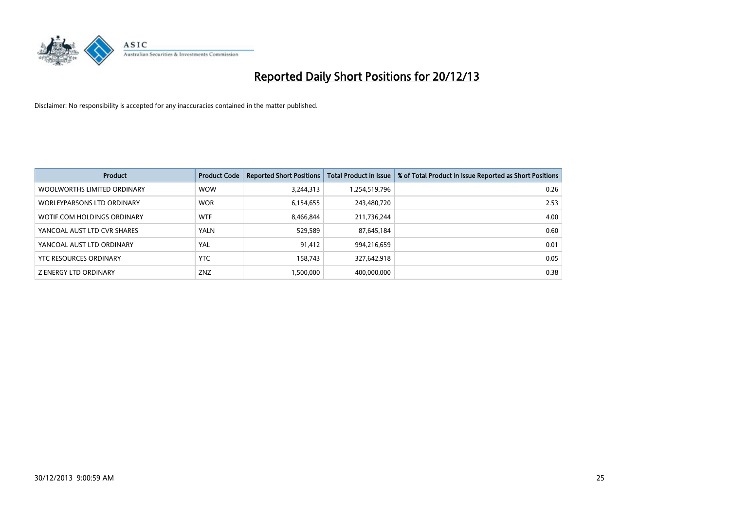# Reported Daily Short Positions for 20/12/13

Disclaimer: No responsibility is accepted for any inaccuracies contained in the matter published.

| Product | Product Code | Reported Short Positions | Total Product in Issue | % of Total Product in Issue Reported as Short Positions |
|---|---|---|---|---|
| WOOLWORTHS LIMITED ORDINARY | WOW | 3,244,313 | 1,254,519,796 | 0.26 |
| WORLEYPARSONS LTD ORDINARY | WOR | 6,154,655 | 243,480,720 | 2.53 |
| WOTIF.COM HOLDINGS ORDINARY | WTF | 8,466,844 | 211,736,244 | 4.00 |
| YANCOAL AUST LTD CVR SHARES | YALN | 529,589 | 87,645,184 | 0.60 |
| YANCOAL AUST LTD ORDINARY | YAL | 91,412 | 994,216,659 | 0.01 |
| YTC RESOURCES ORDINARY | YTC | 158,743 | 327,642,918 | 0.05 |
| Z ENERGY LTD ORDINARY | ZNZ | 1,500,000 | 400,000,000 | 0.38 |

30/12/2013 9:00:59 AM